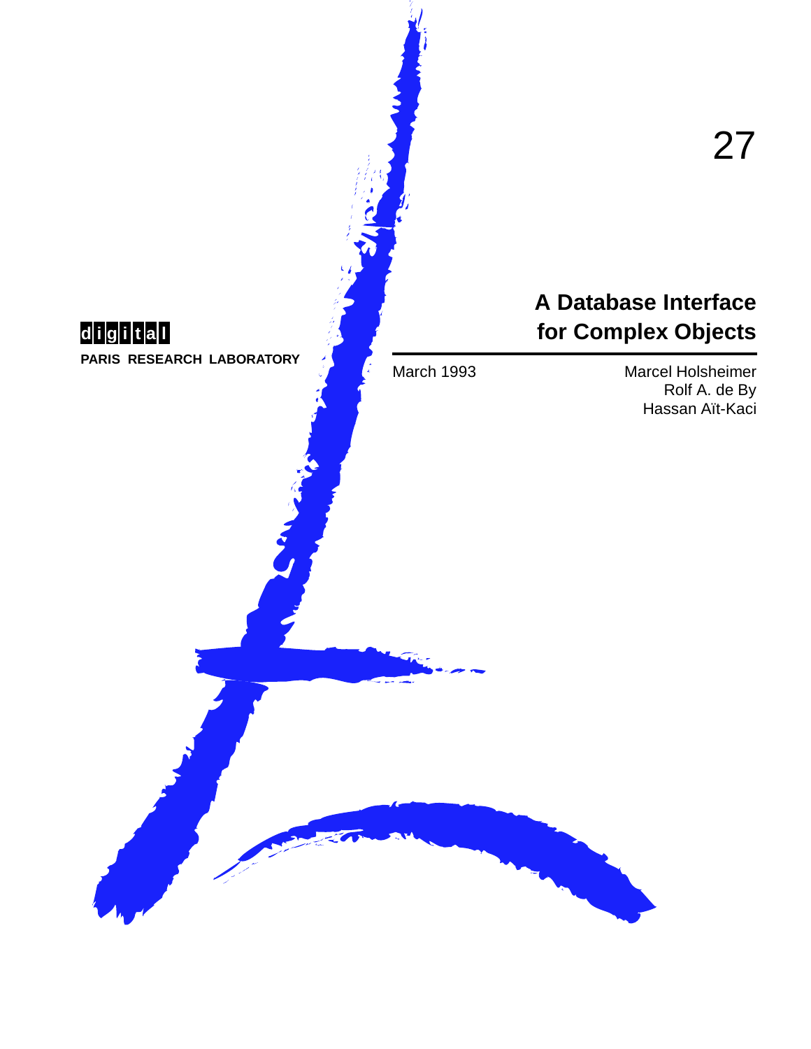27

digital

PARIS RESEARCH LABORATORY

# A Database Interface for Complex Objects

March 1993

Marcel Holsheimer
Rolf A. de By
Hassan Aït-Kaci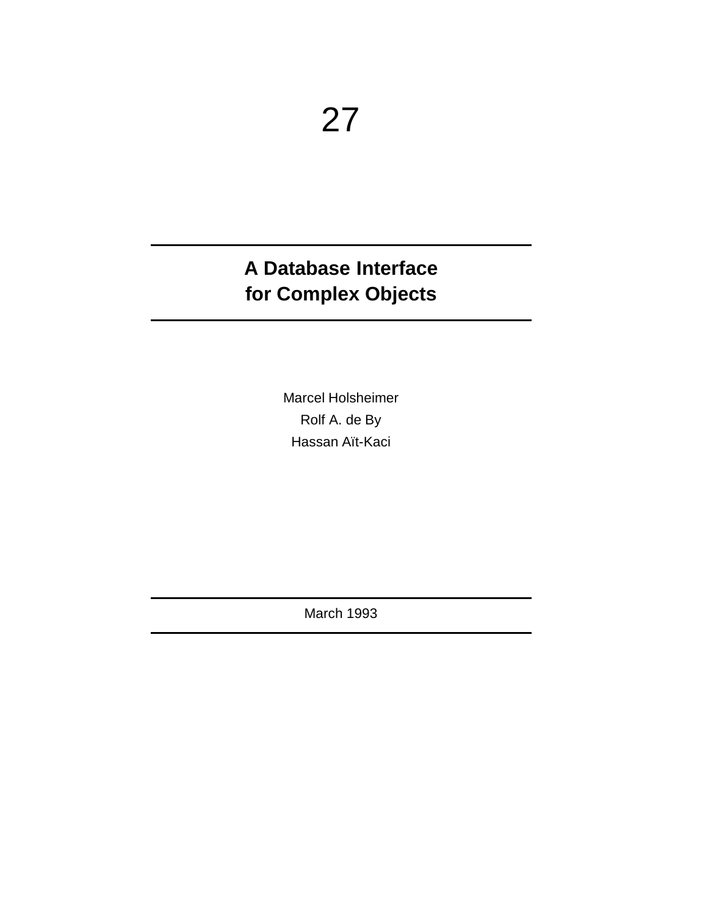27

# A Database Interface for Complex Objects

Marcel Holsheimer

Rolf A. de By

Hassan Aït-Kaci

March 1993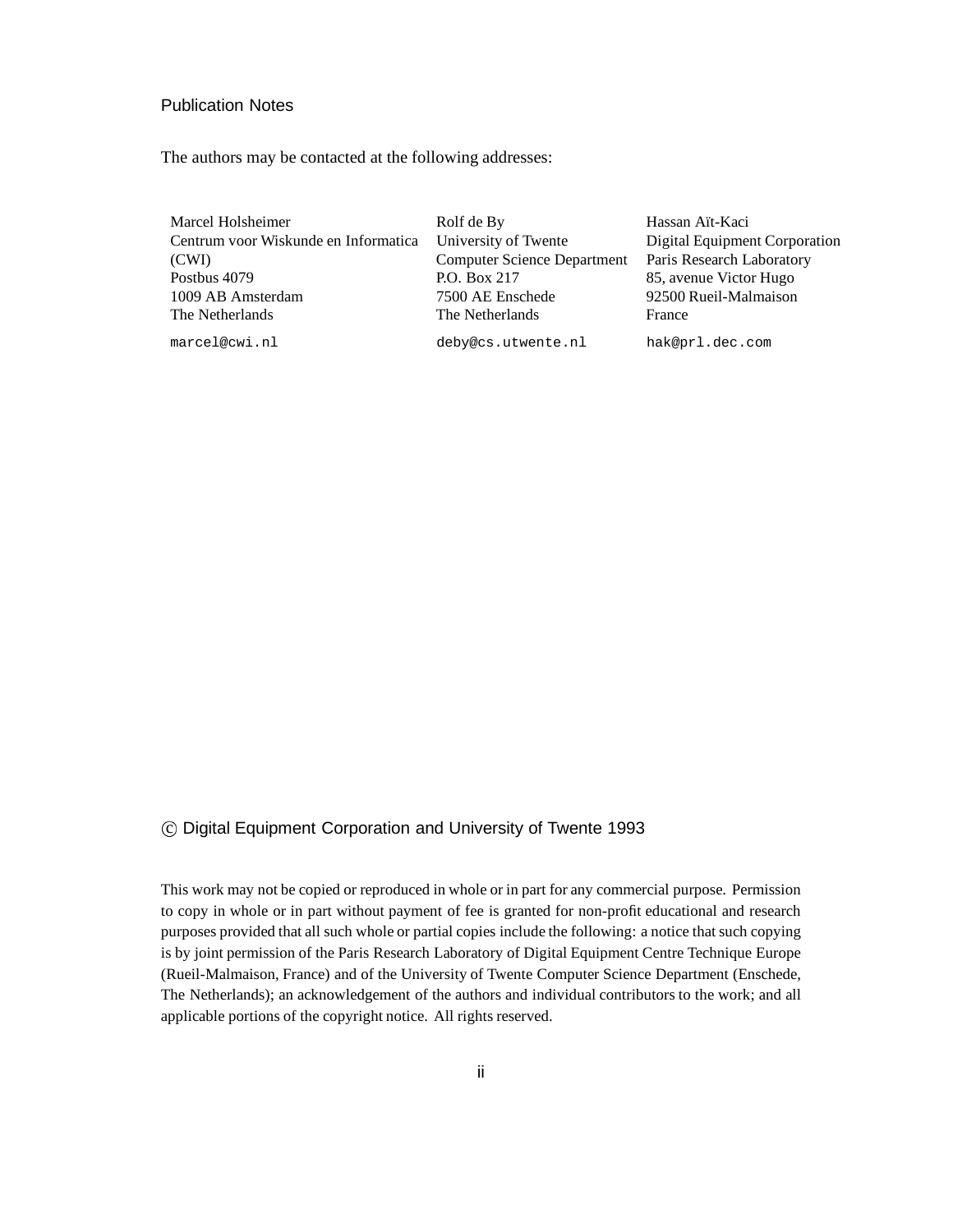## Publication Notes

The authors may be contacted at the following addresses:

Marcel Holsheimer
Centrum voor Wiskunde en Informatica (CWI)
Postbus 4079
1009 AB Amsterdam
The Netherlands

`marcel@cwi.nl`

Rolf de By
University of Twente
Computer Science Department
P.O. Box 217
7500 AE Enschede
The Netherlands

`deby@cs.utwente.nl`

Hassan Aït-Kaci
Digital Equipment Corporation
Paris Research Laboratory
85, avenue Victor Hugo
92500 Rueil-Malmaison
France

`hak@prl.dec.com`

© Digital Equipment Corporation and University of Twente 1993

This work may not be copied or reproduced in whole or in part for any commercial purpose. Permission to copy in whole or in part without payment of fee is granted for non-profit educational and research purposes provided that all such whole or partial copies include the following: a notice that such copying is by joint permission of the Paris Research Laboratory of Digital Equipment Centre Technique Europe (Rueil-Malmaison, France) and of the University of Twente Computer Science Department (Enschede, The Netherlands); an acknowledgement of the authors and individual contributors to the work; and all applicable portions of the copyright notice. All rights reserved.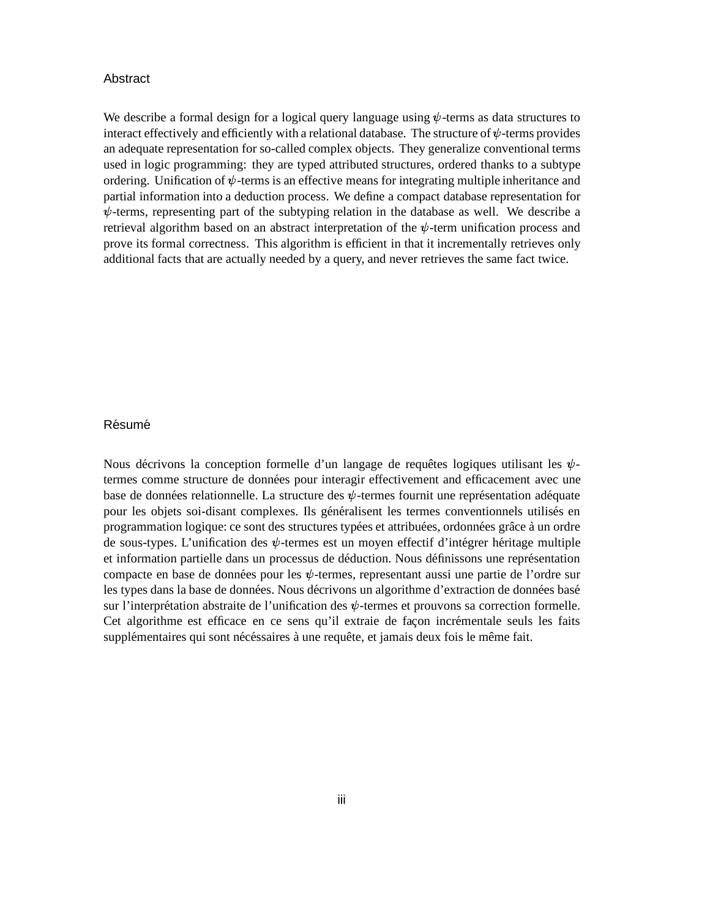## Abstract

We describe a formal design for a logical query language using $\psi$-terms as data structures to interact effectively and efficiently with a relational database. The structure of $\psi$-terms provides an adequate representation for so-called complex objects. They generalize conventional terms used in logic programming: they are typed attributed structures, ordered thanks to a subtype ordering. Unification of $\psi$-terms is an effective means for integrating multiple inheritance and partial information into a deduction process. We define a compact database representation for $\psi$-terms, representing part of the subtyping relation in the database as well. We describe a retrieval algorithm based on an abstract interpretation of the $\psi$-term unification process and prove its formal correctness. This algorithm is efficient in that it incrementally retrieves only additional facts that are actually needed by a query, and never retrieves the same fact twice.

## Résumé

Nous décrivons la conception formelle d'un langage de requêtes logiques utilisant les $\psi$-termes comme structure de données pour interagir effectivement and efficacement avec une base de données relationnelle. La structure des $\psi$-termes fournit une représentation adéquate pour les objets soi-disant complexes. Ils généralisent les termes conventionnels utilisés en programmation logique: ce sont des structures typées et attribuées, ordonnées grâce à un ordre de sous-types. L'unification des $\psi$-termes est un moyen effectif d'intégrer héritage multiple et information partielle dans un processus de déduction. Nous définissons une représentation compacte en base de données pour les $\psi$-termes, representant aussi une partie de l'ordre sur les types dans la base de données. Nous décrivons un algorithme d'extraction de données basé sur l'interprétation abstraite de l'unification des $\psi$-termes et prouvons sa correction formelle. Cet algorithme est efficace en ce sens qu'il extraie de façon incrémentale seuls les faits supplémentaires qui sont nécéssaires à une requête, et jamais deux fois le même fait.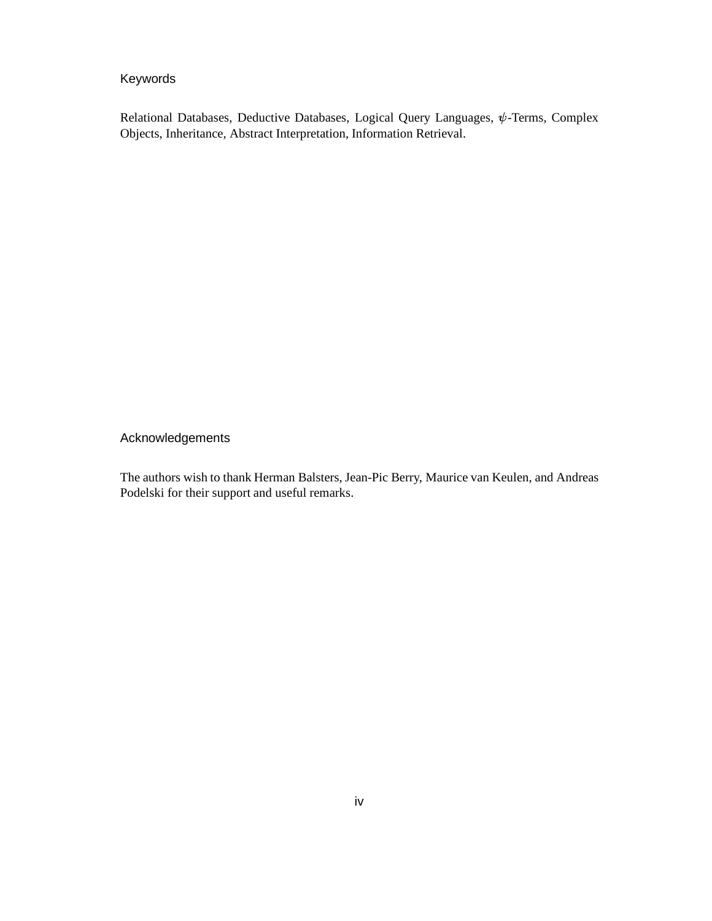## Keywords

Relational Databases, Deductive Databases, Logical Query Languages, $\psi$-Terms, Complex Objects, Inheritance, Abstract Interpretation, Information Retrieval.

## Acknowledgements

The authors wish to thank Herman Balsters, Jean-Pic Berry, Maurice van Keulen, and Andreas Podelski for their support and useful remarks.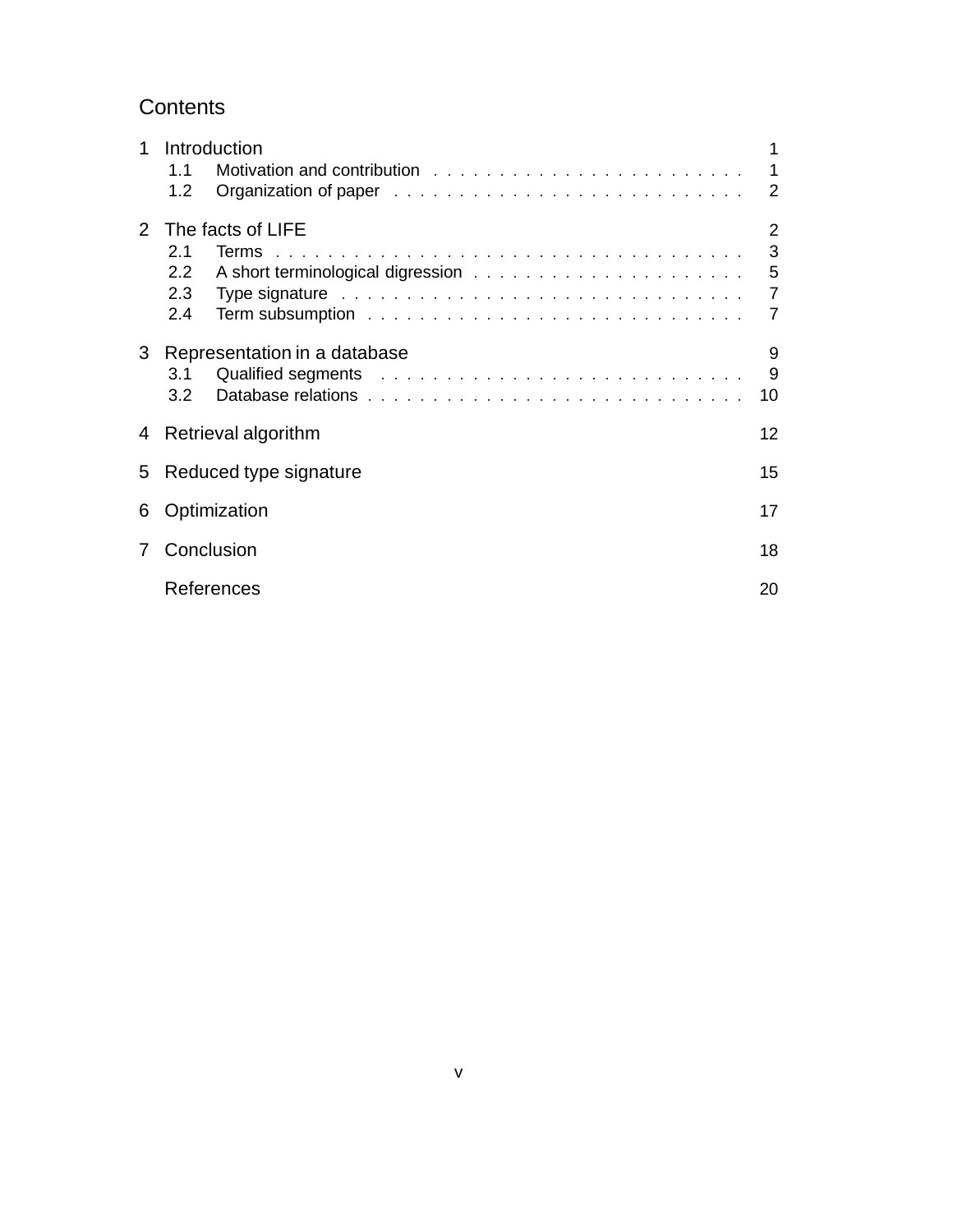# Contents

1 Introduction 1
- 1.1 Motivation and contribution 1
- 1.2 Organization of paper 2

2 The facts of LIFE 2
- 2.1 Terms 3
- 2.2 A short terminological digression 5
- 2.3 Type signature 7
- 2.4 Term subsumption 7

3 Representation in a database 9
- 3.1 Qualified segments 9
- 3.2 Database relations 10

4 Retrieval algorithm 12

5 Reduced type signature 15

6 Optimization 17

7 Conclusion 18

References 20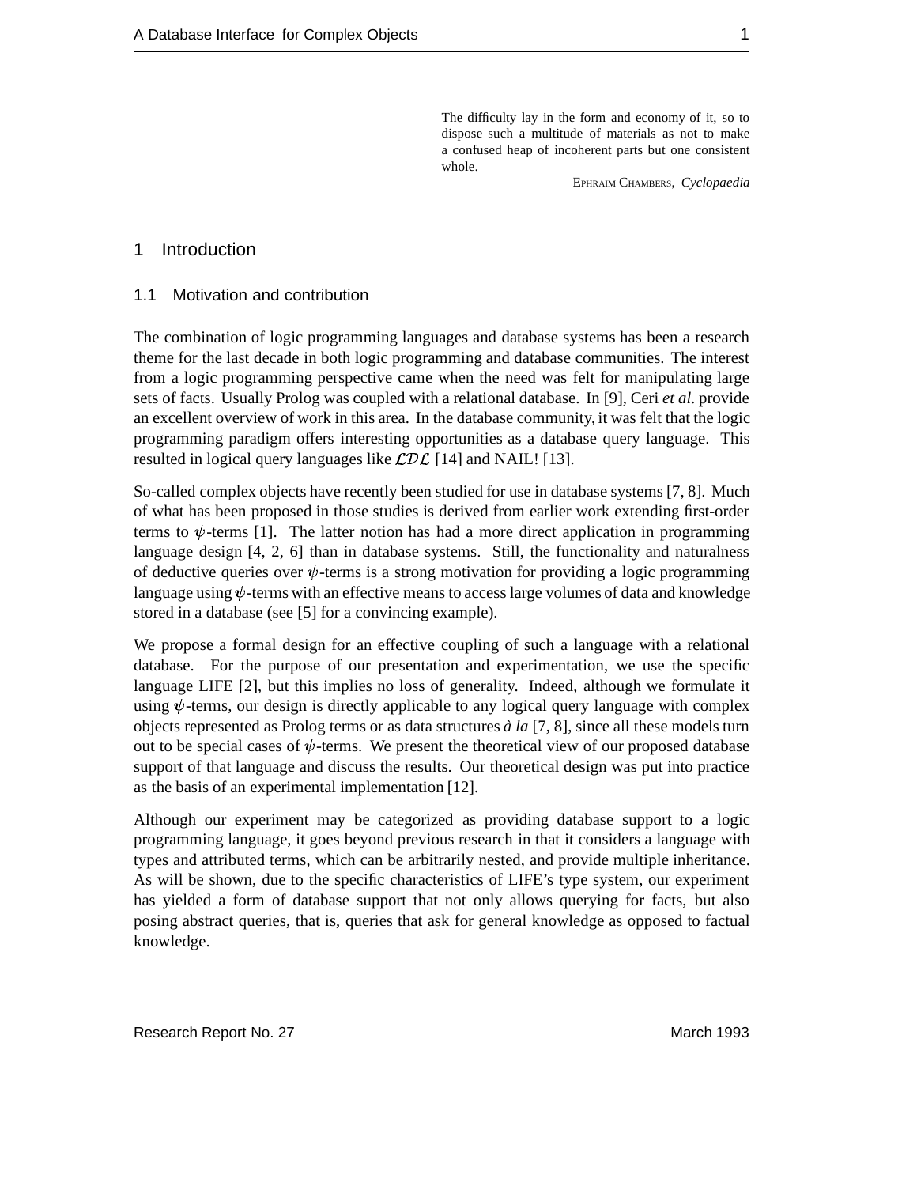> The difficulty lay in the form and economy of it, so to dispose such a multitude of materials as not to make a confused heap of incoherent parts but one consistent whole.
>
> EPHRAIM CHAMBERS, *Cyclopaedia*

# 1 Introduction

## 1.1 Motivation and contribution

The combination of logic programming languages and database systems has been a research theme for the last decade in both logic programming and database communities. The interest from a logic programming perspective came when the need was felt for manipulating large sets of facts. Usually Prolog was coupled with a relational database. In [9], Ceri *et al*. provide an excellent overview of work in this area. In the database community, it was felt that the logic programming paradigm offers interesting opportunities as a database query language. This resulted in logical query languages like $\mathcal{LDL}$ [14] and NAIL! [13].

So-called complex objects have recently been studied for use in database systems [7, 8]. Much of what has been proposed in those studies is derived from earlier work extending first-order terms to $\psi$-terms [1]. The latter notion has had a more direct application in programming language design [4, 2, 6] than in database systems. Still, the functionality and naturalness of deductive queries over $\psi$-terms is a strong motivation for providing a logic programming language using $\psi$-terms with an effective means to access large volumes of data and knowledge stored in a database (see [5] for a convincing example).

We propose a formal design for an effective coupling of such a language with a relational database. For the purpose of our presentation and experimentation, we use the specific language LIFE [2], but this implies no loss of generality. Indeed, although we formulate it using $\psi$-terms, our design is directly applicable to any logical query language with complex objects represented as Prolog terms or as data structures *à la* [7, 8], since all these models turn out to be special cases of $\psi$-terms. We present the theoretical view of our proposed database support of that language and discuss the results. Our theoretical design was put into practice as the basis of an experimental implementation [12].

Although our experiment may be categorized as providing database support to a logic programming language, it goes beyond previous research in that it considers a language with types and attributed terms, which can be arbitrarily nested, and provide multiple inheritance. As will be shown, due to the specific characteristics of LIFE's type system, our experiment has yielded a form of database support that not only allows querying for facts, but also posing abstract queries, that is, queries that ask for general knowledge as opposed to factual knowledge.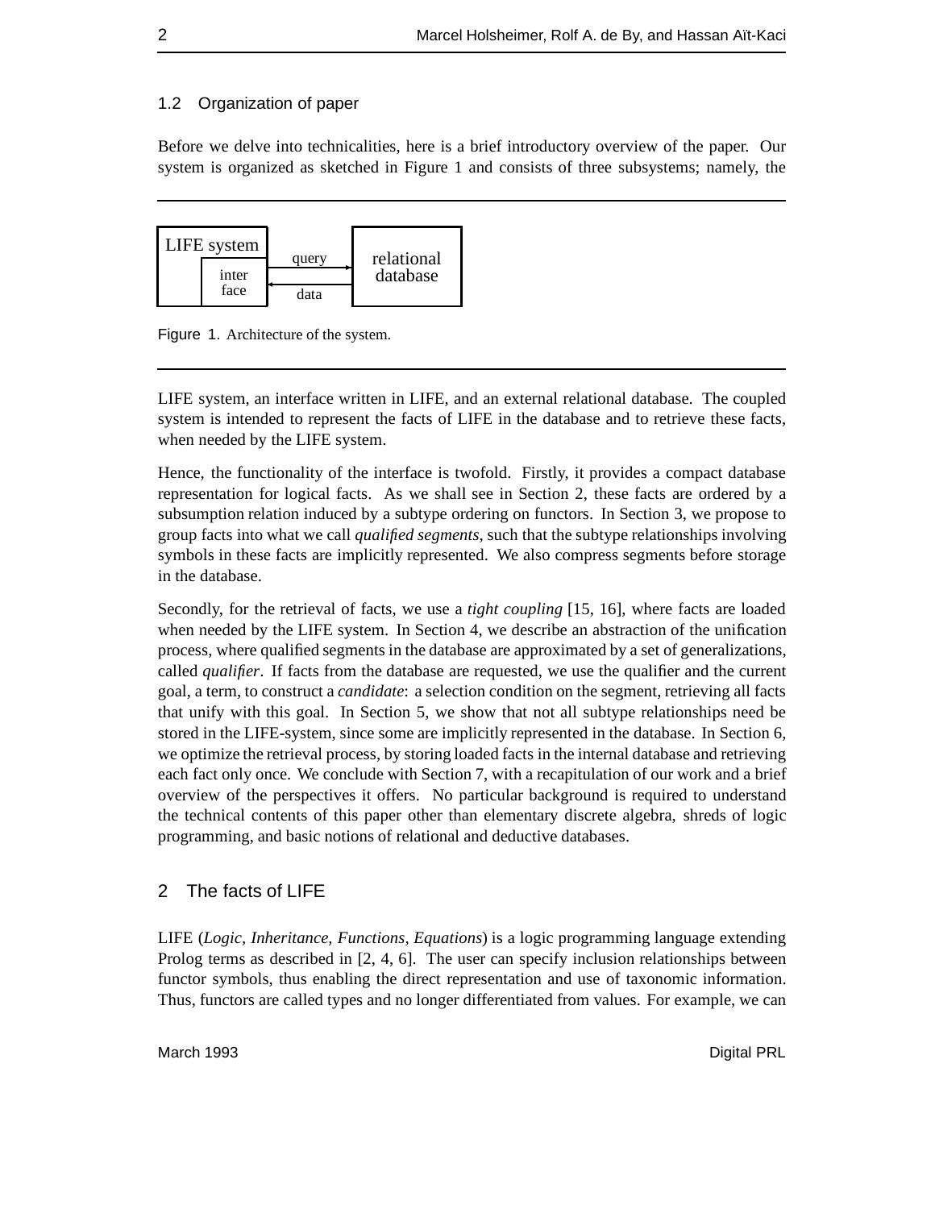### 1.2 Organization of paper

Before we delve into technicalities, here is a brief introductory overview of the paper. Our system is organized as sketched in Figure 1 and consists of three subsystems; namely, the

Figure 1. Architecture of the system.

LIFE system, an interface written in LIFE, and an external relational database. The coupled system is intended to represent the facts of LIFE in the database and to retrieve these facts, when needed by the LIFE system.

Hence, the functionality of the interface is twofold. Firstly, it provides a compact database representation for logical facts. As we shall see in Section 2, these facts are ordered by a subsumption relation induced by a subtype ordering on functors. In Section 3, we propose to group facts into what we call *qualified segments*, such that the subtype relationships involving symbols in these facts are implicitly represented. We also compress segments before storage in the database.

Secondly, for the retrieval of facts, we use a *tight coupling* [15, 16], where facts are loaded when needed by the LIFE system. In Section 4, we describe an abstraction of the unification process, where qualified segments in the database are approximated by a set of generalizations, called *qualifier*. If facts from the database are requested, we use the qualifier and the current goal, a term, to construct a *candidate*: a selection condition on the segment, retrieving all facts that unify with this goal. In Section 5, we show that not all subtype relationships need be stored in the LIFE-system, since some are implicitly represented in the database. In Section 6, we optimize the retrieval process, by storing loaded facts in the internal database and retrieving each fact only once. We conclude with Section 7, with a recapitulation of our work and a brief overview of the perspectives it offers. No particular background is required to understand the technical contents of this paper other than elementary discrete algebra, shreds of logic programming, and basic notions of relational and deductive databases.

## 2 The facts of LIFE

LIFE (*Logic, Inheritance, Functions, Equations*) is a logic programming language extending Prolog terms as described in [2, 4, 6]. The user can specify inclusion relationships between functor symbols, thus enabling the direct representation and use of taxonomic information. Thus, functors are called types and no longer differentiated from values. For example, we can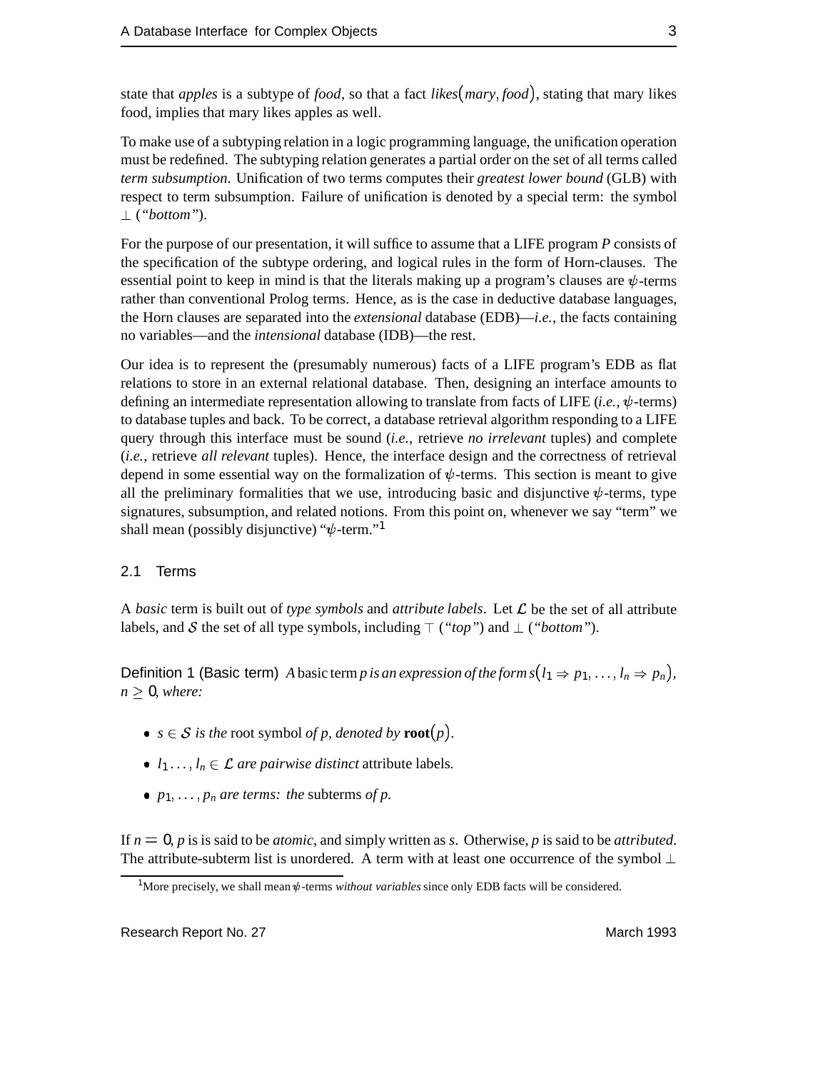state that *apples* is a subtype of *food*, so that a fact *likes*$($*mary*, *food*$)$, stating that mary likes food, implies that mary likes apples as well.

To make use of a subtyping relation in a logic programming language, the unification operation must be redefined. The subtyping relation generates a partial order on the set of all terms called *term subsumption*. Unification of two terms computes their *greatest lower bound* (GLB) with respect to term subsumption. Failure of unification is denoted by a special term: the symbol $\bot$ (*"bottom"*).

For the purpose of our presentation, it will suffice to assume that a LIFE program *P* consists of the specification of the subtype ordering, and logical rules in the form of Horn-clauses. The essential point to keep in mind is that the literals making up a program's clauses are $\psi$-terms rather than conventional Prolog terms. Hence, as is the case in deductive database languages, the Horn clauses are separated into the *extensional* database (EDB)—*i.e.*, the facts containing no variables—and the *intensional* database (IDB)—the rest.

Our idea is to represent the (presumably numerous) facts of a LIFE program's EDB as flat relations to store in an external relational database. Then, designing an interface amounts to defining an intermediate representation allowing to translate from facts of LIFE (*i.e.*, $\psi$-terms) to database tuples and back. To be correct, a database retrieval algorithm responding to a LIFE query through this interface must be sound (*i.e.*, retrieve *no irrelevant* tuples) and complete (*i.e.*, retrieve *all relevant* tuples). Hence, the interface design and the correctness of retrieval depend in some essential way on the formalization of $\psi$-terms. This section is meant to give all the preliminary formalities that we use, introducing basic and disjunctive $\psi$-terms, type signatures, subsumption, and related notions. From this point on, whenever we say "term" we shall mean (possibly disjunctive) "$\psi$-term."[1]

## 2.1 Terms

A *basic* term is built out of *type symbols* and *attribute labels*. Let $\mathcal{L}$ be the set of all attribute labels, and $\mathcal{S}$ the set of all type symbols, including $\top$ (*"top"*) and $\bot$ (*"bottom"*).

**Definition 1 (Basic term)** *A basic term $p$ is an expression of the form $s(l_1 \Rightarrow p_1, \ldots, l_n \Rightarrow p_n)$, $n \geq 0$, where:*

- *$s \in \mathcal{S}$ is the* root symbol *of $p$, denoted by $\mathbf{root}(p)$.*
- *$l_1 \ldots, l_n \in \mathcal{L}$ are pairwise distinct* attribute labels*.*
- *$p_1, \ldots, p_n$ are terms: the* subterms *of $p$.*

If $n = 0$, $p$ is is said to be *atomic*, and simply written as $s$. Otherwise, $p$ is said to be *attributed*. The attribute-subterm list is unordered. A term with at least one occurrence of the symbol $\bot$

[1] More precisely, we shall mean $\psi$-terms *without variables* since only EDB facts will be considered.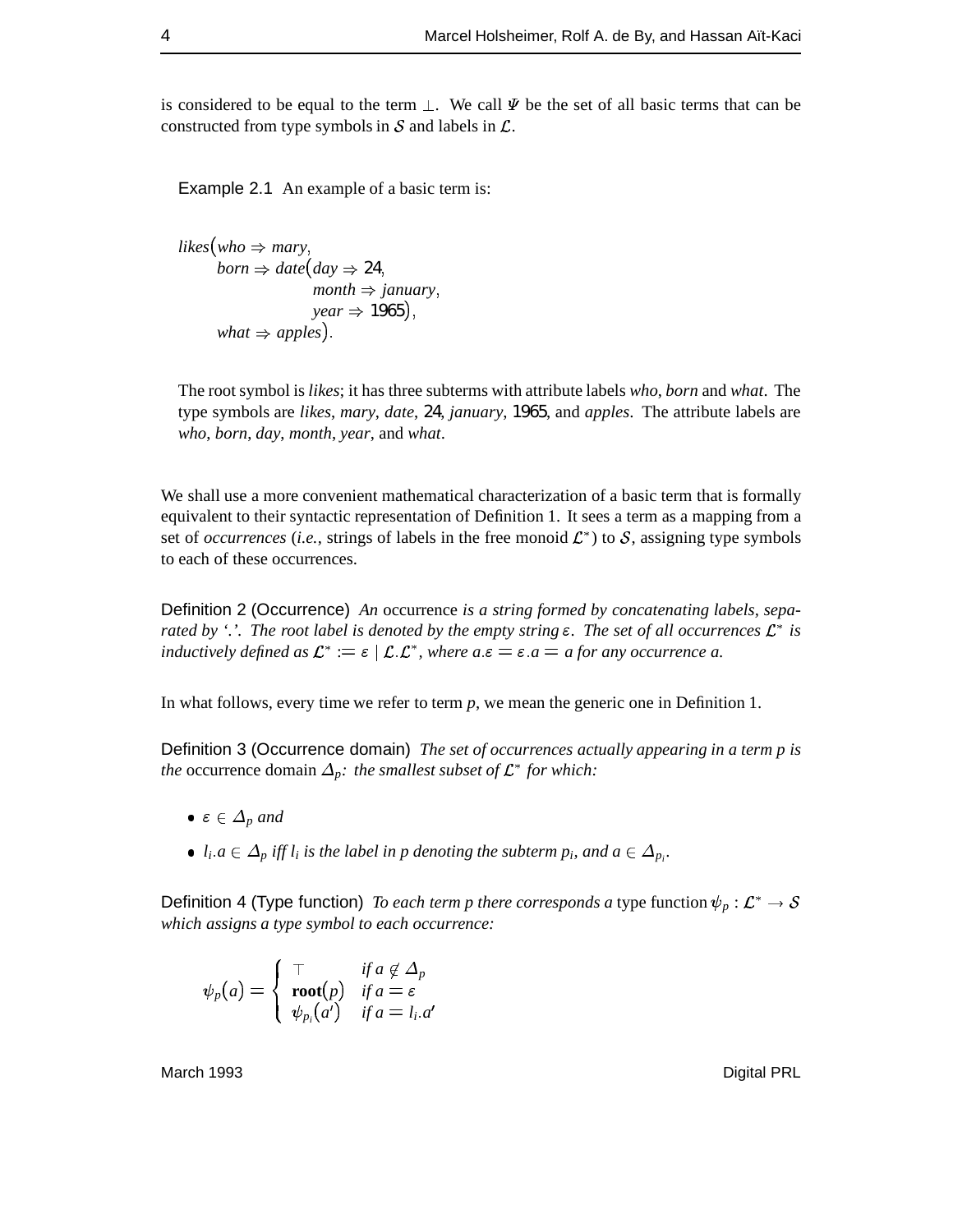is considered to be equal to the term $\perp$. We call $\Psi$ be the set of all basic terms that can be constructed from type symbols in $\mathcal{S}$ and labels in $\mathcal{L}$.

Example 2.1 An example of a basic term is:

$$
\begin{aligned}
&likes(who \Rightarrow mary,\\
&\quad born \Rightarrow date(day \Rightarrow 24,\\
&\qquad\qquad month \Rightarrow january,\\
&\qquad\qquad year \Rightarrow 1965),\\
&\quad what \Rightarrow apples).
\end{aligned}
$$

The root symbol is *likes*; it has three subterms with attribute labels *who*, *born* and *what*. The type symbols are *likes*, *mary*, *date*, 24, *january*, 1965, and *apples*. The attribute labels are *who*, *born*, *day*, *month*, *year*, and *what*.

We shall use a more convenient mathematical characterization of a basic term that is formally equivalent to their syntactic representation of Definition 1. It sees a term as a mapping from a set of *occurrences* (*i.e.*, strings of labels in the free monoid $\mathcal{L}^*$) to $\mathcal{S}$, assigning type symbols to each of these occurrences.

Definition 2 (Occurrence) *An* occurrence *is a string formed by concatenating labels, separated by '.'. The root label is denoted by the empty string $\varepsilon$. The set of all occurrences $\mathcal{L}^*$ is inductively defined as $\mathcal{L}^* := \varepsilon \mid \mathcal{L}.\mathcal{L}^*$, where $a.\varepsilon = \varepsilon.a = a$ for any occurrence $a$.*

In what follows, every time we refer to term $p$, we mean the generic one in Definition 1.

Definition 3 (Occurrence domain) *The set of occurrences actually appearing in a term $p$ is the* occurrence domain $\Delta_p$*: the smallest subset of $\mathcal{L}^*$ for which:*

- $\varepsilon \in \Delta_p$ *and*
- $l_i.a \in \Delta_p$ *iff $l_i$ is the label in $p$ denoting the subterm $p_i$, and $a \in \Delta_{p_i}$.*

Definition 4 (Type function) *To each term $p$ there corresponds a* type function $\psi_p : \mathcal{L}^* \rightarrow \mathcal{S}$ *which assigns a type symbol to each occurrence:*

$$
\psi_p(a) = \begin{cases} \top & \text{if } a \notin \Delta_p \\ \mathbf{root}(p) & \text{if } a = \varepsilon \\ \psi_{p_i}(a') & \text{if } a = l_i.a' \end{cases}
$$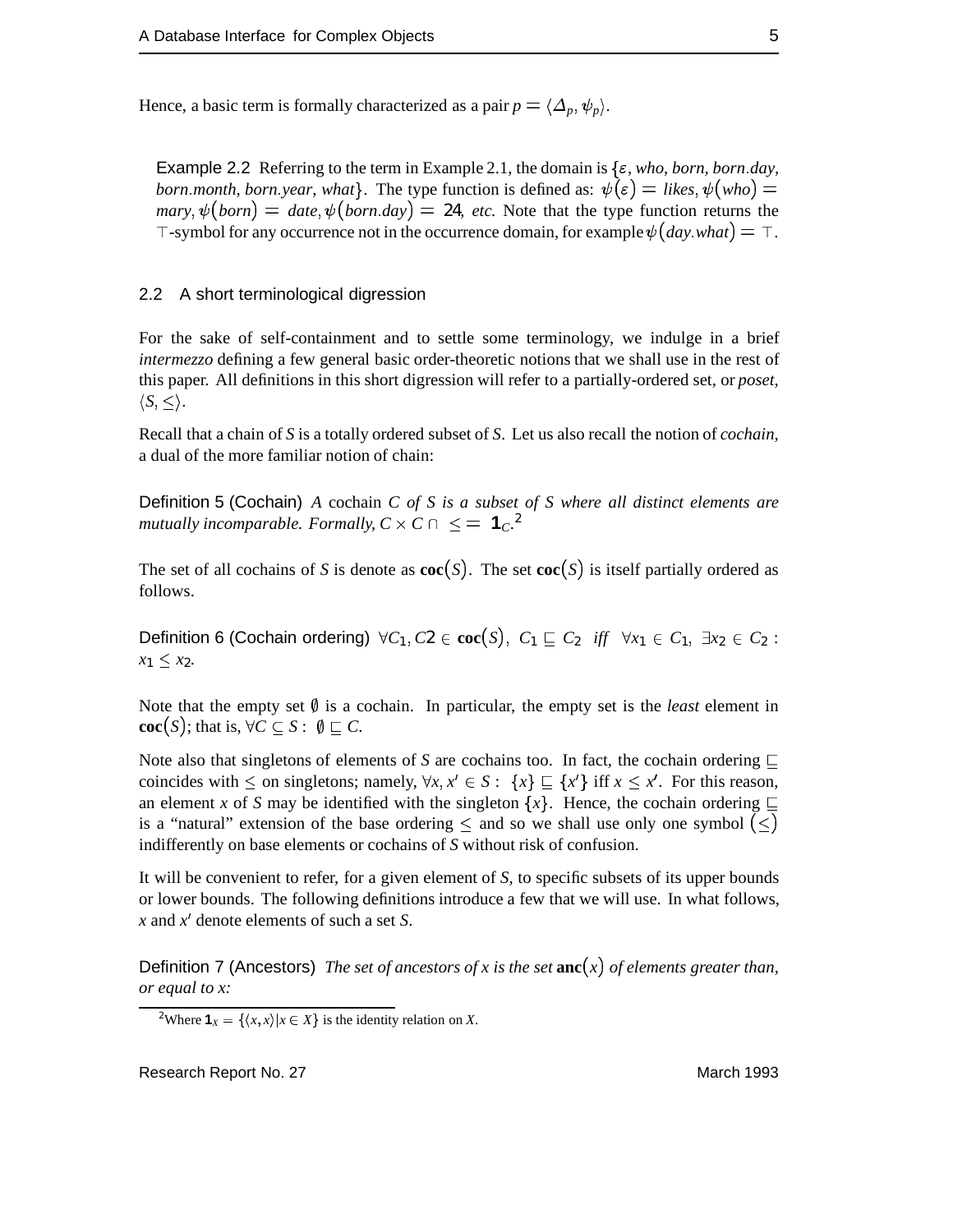Hence, a basic term is formally characterized as a pair $p = \langle \Delta_p, \psi_p \rangle$.

Example 2.2 Referring to the term in Example 2.1, the domain is $\{\varepsilon$, *who*, *born*, *born.day*, *born.month*, *born.year*, *what*$\}$. The type function is defined as: $\psi(\varepsilon) = likes$, $\psi(who) = mary$, $\psi(born) = date$, $\psi(born.day) = 24$, *etc.* Note that the type function returns the $\top$-symbol for any occurrence not in the occurrence domain, for example $\psi(day.what) = \top$.

## 2.2 A short terminological digression

For the sake of self-containment and to settle some terminology, we indulge in a brief *intermezzo* defining a few general basic order-theoretic notions that we shall use in the rest of this paper. All definitions in this short digression will refer to a partially-ordered set, or *poset*, $\langle S, \leq \rangle$.

Recall that a chain of $S$ is a totally ordered subset of $S$. Let us also recall the notion of *cochain*, a dual of the more familiar notion of chain:

Definition 5 (Cochain) *A* cochain *$C$ of $S$ is a subset of $S$ where all distinct elements are mutually incomparable. Formally,* $C \times C \cap \leq \; = \mathbf{1}_C$.[2]

The set of all cochains of $S$ is denote as $\mathbf{coc}(S)$. The set $\mathbf{coc}(S)$ is itself partially ordered as follows.

Definition 6 (Cochain ordering) $\forall C_1, C2 \in \mathbf{coc}(S),\ C_1 \sqsubseteq C_2$ *iff* $\forall x_1 \in C_1,\ \exists x_2 \in C_2 : x_1 \leq x_2$.

Note that the empty set $\emptyset$ is a cochain. In particular, the empty set is the *least* element in $\mathbf{coc}(S)$; that is, $\forall C \subseteq S : \emptyset \sqsubseteq C$.

Note also that singletons of elements of $S$ are cochains too. In fact, the cochain ordering $\sqsubseteq$ coincides with $\leq$ on singletons; namely, $\forall x, x' \in S : \{x\} \sqsubseteq \{x'\}$ iff $x \leq x'$. For this reason, an element $x$ of $S$ may be identified with the singleton $\{x\}$. Hence, the cochain ordering $\sqsubseteq$ is a "natural" extension of the base ordering $\leq$ and so we shall use only one symbol $(\leq)$ indifferently on base elements or cochains of $S$ without risk of confusion.

It will be convenient to refer, for a given element of $S$, to specific subsets of its upper bounds or lower bounds. The following definitions introduce a few that we will use. In what follows, $x$ and $x'$ denote elements of such a set $S$.

Definition 7 (Ancestors) *The set of ancestors of $x$ is the set* $\mathbf{anc}(x)$ *of elements greater than, or equal to $x$:*

[2] Where $\mathbf{1}_X = \{\langle x, x \rangle | x \in X\}$ is the identity relation on $X$.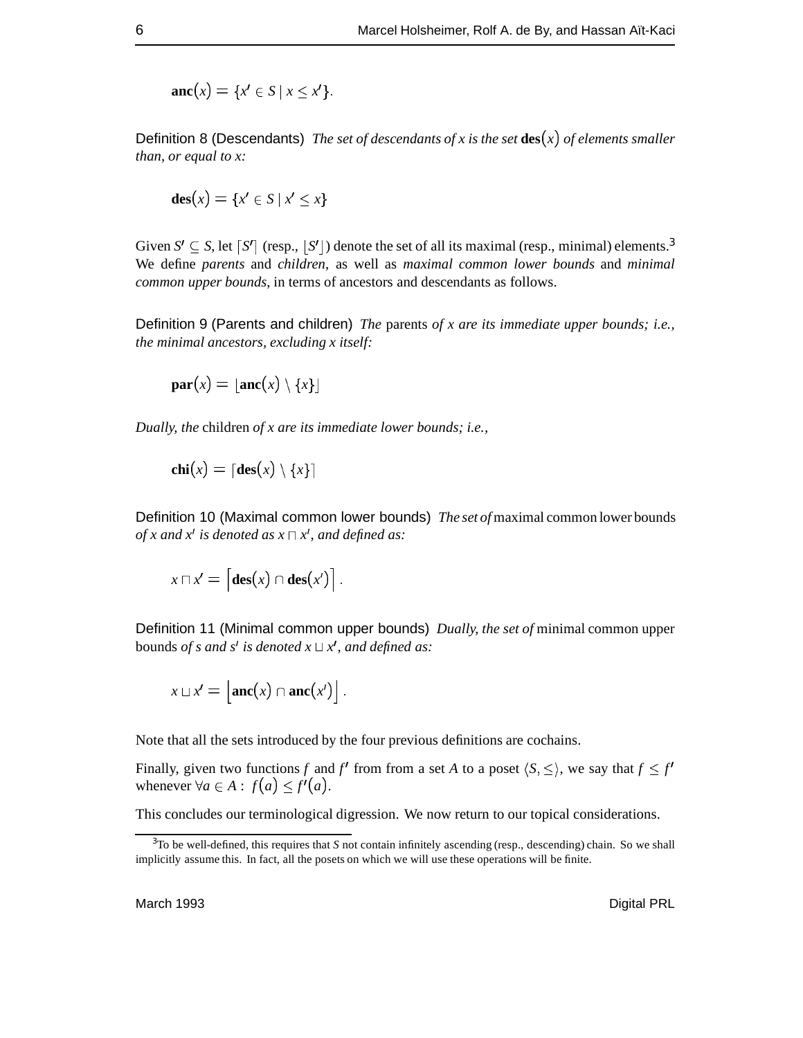$$\mathbf{anc}(x) = \{x' \in S \mid x \leq x'\}.$$

Definition 8 (Descendants) *The set of descendants of x is the set* $\mathbf{des}(x)$ *of elements smaller than, or equal to x:*

$$\mathbf{des}(x) = \{x' \in S \mid x' \leq x\}$$

Given $S' \subseteq S$, let $\lceil S' \rceil$ (resp., $\lfloor S' \rfloor$) denote the set of all its maximal (resp., minimal) elements.[3] We define *parents* and *children*, as well as *maximal common lower bounds* and *minimal common upper bounds*, in terms of ancestors and descendants as follows.

Definition 9 (Parents and children) *The* parents *of x are its immediate upper bounds; i.e., the minimal ancestors, excluding x itself:*

$$\mathbf{par}(x) = \lfloor \mathbf{anc}(x) \setminus \{x\} \rfloor$$

*Dually, the* children *of x are its immediate lower bounds; i.e.,*

$$\mathbf{chi}(x) = \lceil \mathbf{des}(x) \setminus \{x\} \rceil$$

Definition 10 (Maximal common lower bounds) *The set of* maximal common lower bounds *of x and x′ is denoted as* $x \sqcap x'$*, and defined as:*

$$x \sqcap x' = \left\lceil \mathbf{des}(x) \cap \mathbf{des}(x') \right\rceil .$$

Definition 11 (Minimal common upper bounds) *Dually, the set of* minimal common upper bounds *of s and s′ is denoted* $x \sqcup x'$*, and defined as:*

$$x \sqcup x' = \left\lfloor \mathbf{anc}(x) \cap \mathbf{anc}(x') \right\rfloor .$$

Note that all the sets introduced by the four previous definitions are cochains.

Finally, given two functions $f$ and $f'$ from from a set $A$ to a poset $\langle S, \leq \rangle$, we say that $f \leq f'$ whenever $\forall a \in A : \ f(a) \leq f'(a)$.

This concludes our terminological digression. We now return to our topical considerations.

[3] To be well-defined, this requires that $S$ not contain infinitely ascending (resp., descending) chain. So we shall implicitly assume this. In fact, all the posets on which we will use these operations will be finite.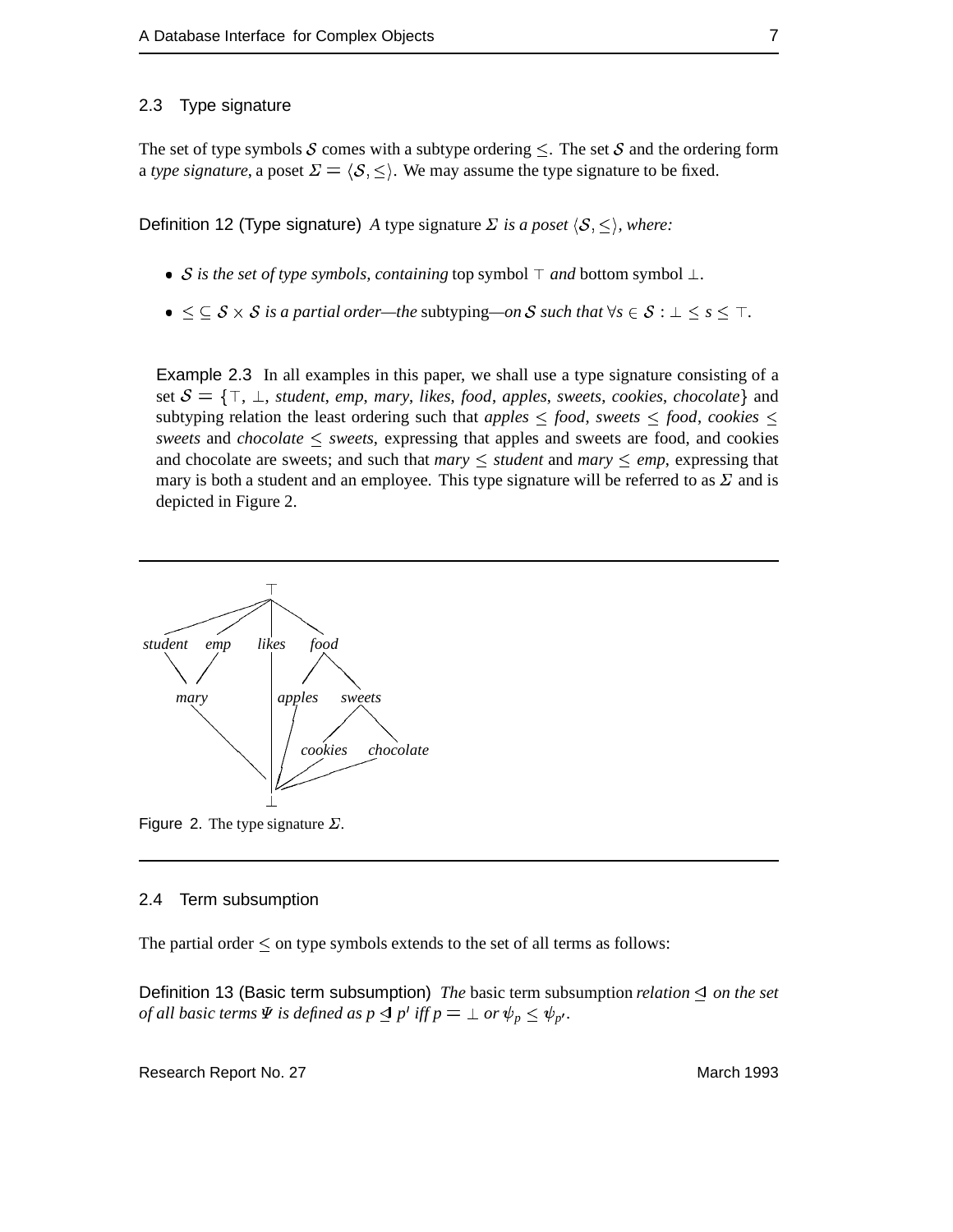## 2.3 Type signature

The set of type symbols $\mathcal{S}$ comes with a subtype ordering $\leq$. The set $\mathcal{S}$ and the ordering form a *type signature*, a poset $\Sigma = \langle \mathcal{S}, \leq \rangle$. We may assume the type signature to be fixed.

**Definition 12 (Type signature)** *A* type signature $\Sigma$ *is a poset* $\langle \mathcal{S}, \leq \rangle$*, where:*

- $\mathcal{S}$ *is the set of type symbols, containing* top symbol $\top$ *and* bottom symbol $\bot$.
- $\leq \subseteq \mathcal{S} \times \mathcal{S}$ *is a partial order—the* subtyping*—on* $\mathcal{S}$ *such that* $\forall s \in \mathcal{S} : \bot \leq s \leq \top$.

**Example 2.3** In all examples in this paper, we shall use a type signature consisting of a set $\mathcal{S} = \{\top, \bot, \textit{student}, \textit{emp}, \textit{mary}, \textit{likes}, \textit{food}, \textit{apples}, \textit{sweets}, \textit{cookies}, \textit{chocolate}\}$ and subtyping relation the least ordering such that $\textit{apples} \leq \textit{food}$, $\textit{sweets} \leq \textit{food}$, $\textit{cookies} \leq \textit{sweets}$ and $\textit{chocolate} \leq \textit{sweets}$, expressing that apples and sweets are food, and cookies and chocolate are sweets; and such that $\textit{mary} \leq \textit{student}$ and $\textit{mary} \leq \textit{emp}$, expressing that mary is both a student and an employee. This type signature will be referred to as $\Sigma$ and is depicted in Figure 2.

Figure 2. The type signature $\Sigma$.

## 2.4 Term subsumption

The partial order $\leq$ on type symbols extends to the set of all terms as follows:

**Definition 13 (Basic term subsumption)** *The* basic term subsumption *relation* $\trianglelefteq$ *on the set of all basic terms* $\Psi$ *is defined as* $p \trianglelefteq p'$ *iff* $p = \bot$ *or* $\psi_p \leq \psi_{p'}$.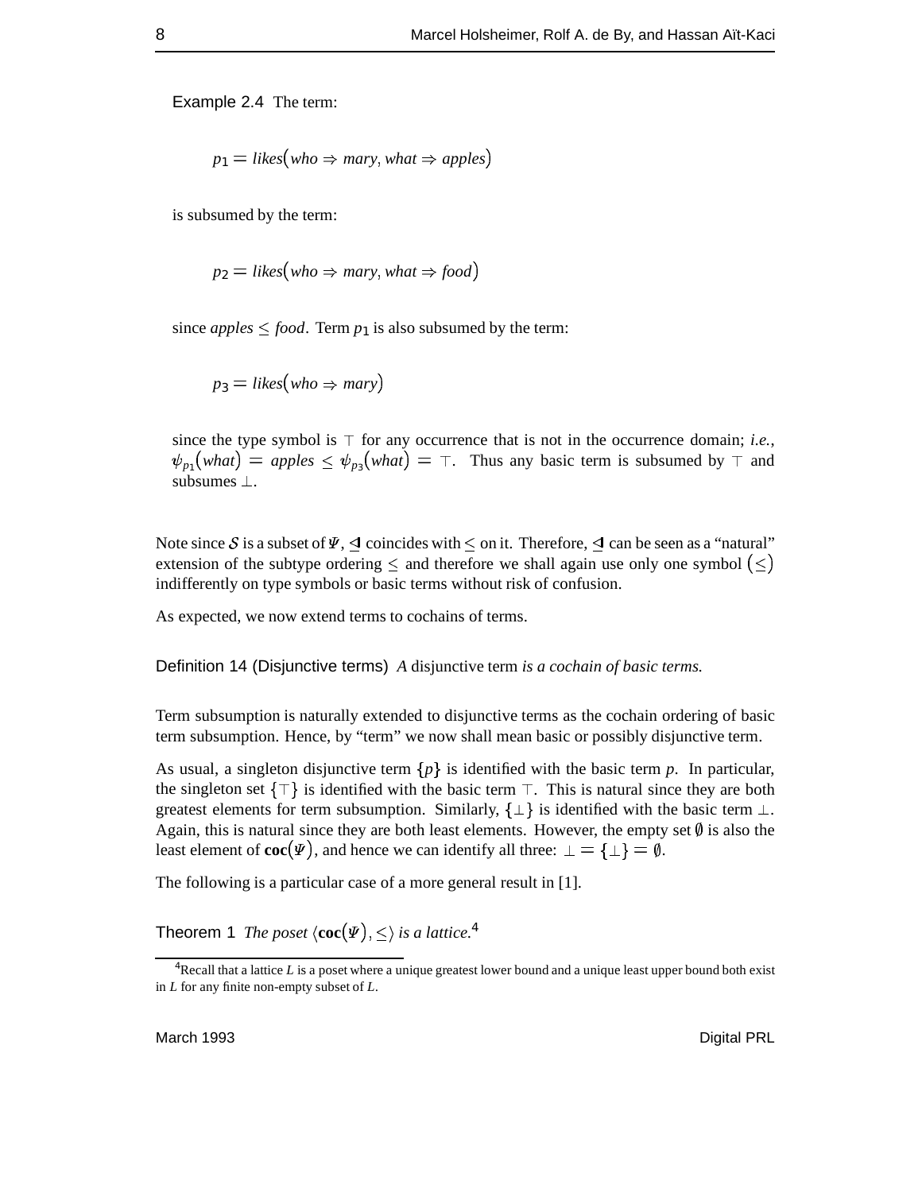**Example 2.4** The term:

$$p_1 = likes(who \Rightarrow mary, what \Rightarrow apples)$$

is subsumed by the term:

$$p_2 = likes(who \Rightarrow mary, what \Rightarrow food)$$

since $apples \leq food$. Term $p_1$ is also subsumed by the term:

$$p_3 = likes(who \Rightarrow mary)$$

since the type symbol is $\top$ for any occurrence that is not in the occurrence domain; *i.e.*, $\psi_{p_1}(what) = apples \leq \psi_{p_3}(what) = \top$. Thus any basic term is subsumed by $\top$ and subsumes $\perp$.

Note since $\mathcal{S}$ is a subset of $\Psi$, $\trianglelefteq$ coincides with $\leq$ on it. Therefore, $\trianglelefteq$ can be seen as a "natural" extension of the subtype ordering $\leq$ and therefore we shall again use only one symbol $(\leq)$ indifferently on type symbols or basic terms without risk of confusion.

As expected, we now extend terms to cochains of terms.

**Definition 14 (Disjunctive terms)** *A* disjunctive term *is a cochain of basic terms.*

Term subsumption is naturally extended to disjunctive terms as the cochain ordering of basic term subsumption. Hence, by "term" we now shall mean basic or possibly disjunctive term.

As usual, a singleton disjunctive term $\{p\}$ is identified with the basic term $p$. In particular, the singleton set $\{\top\}$ is identified with the basic term $\top$. This is natural since they are both greatest elements for term subsumption. Similarly, $\{\perp\}$ is identified with the basic term $\perp$. Again, this is natural since they are both least elements. However, the empty set $\emptyset$ is also the least element of $\mathbf{coc}(\Psi)$, and hence we can identify all three: $\perp = \{\perp\} = \emptyset$.

The following is a particular case of a more general result in [1].

**Theorem 1** *The poset $\langle \mathbf{coc}(\Psi), \leq \rangle$ is a lattice.*[4]

[4] Recall that a lattice $L$ is a poset where a unique greatest lower bound and a unique least upper bound both exist in $L$ for any finite non-empty subset of $L$.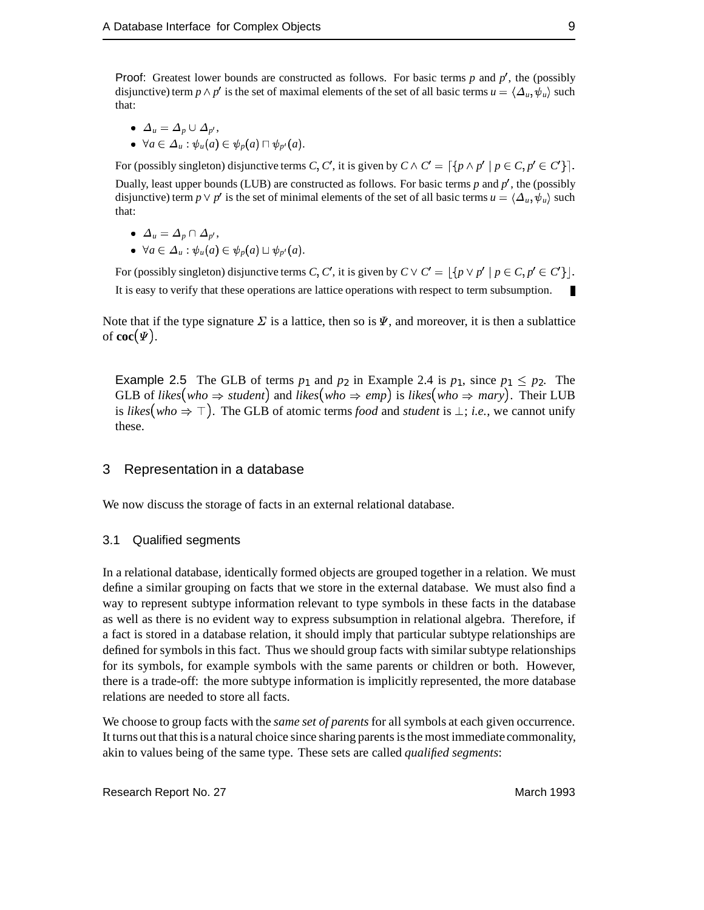Proof: Greatest lower bounds are constructed as follows. For basic terms $p$ and $p'$, the (possibly disjunctive) term $p \wedge p'$ is the set of maximal elements of the set of all basic terms $u = \langle \Delta_u, \psi_u \rangle$ such that:

- $\Delta_u = \Delta_p \cup \Delta_{p'}$,
- $\forall a \in \Delta_u : \psi_u(a) \in \psi_p(a) \sqcap \psi_{p'}(a)$.

For (possibly singleton) disjunctive terms $C, C'$, it is given by $C \wedge C' = \lceil \{p \wedge p' \mid p \in C, p' \in C'\} \rceil$.

Dually, least upper bounds (LUB) are constructed as follows. For basic terms $p$ and $p'$, the (possibly disjunctive) term $p \vee p'$ is the set of minimal elements of the set of all basic terms $u = \langle \Delta_u, \psi_u \rangle$ such that:

- $\Delta_u = \Delta_p \cap \Delta_{p'}$,
- $\forall a \in \Delta_u : \psi_u(a) \in \psi_p(a) \sqcup \psi_{p'}(a)$.

For (possibly singleton) disjunctive terms $C, C'$, it is given by $C \vee C' = \lfloor \{p \vee p' \mid p \in C, p' \in C'\} \rfloor$.

It is easy to verify that these operations are lattice operations with respect to term subsumption. ∎

Note that if the type signature $\Sigma$ is a lattice, then so is $\Psi$, and moreover, it is then a sublattice of $\mathbf{coc}(\Psi)$.

Example 2.5 The GLB of terms $p_1$ and $p_2$ in Example 2.4 is $p_1$, since $p_1 \leq p_2$. The GLB of $\mathit{likes}(\mathit{who} \Rightarrow \mathit{student})$ and $\mathit{likes}(\mathit{who} \Rightarrow \mathit{emp})$ is $\mathit{likes}(\mathit{who} \Rightarrow \mathit{mary})$. Their LUB is $\mathit{likes}(\mathit{who} \Rightarrow \top)$. The GLB of atomic terms *food* and *student* is $\perp$; *i.e.*, we cannot unify these.

## 3 Representation in a database

We now discuss the storage of facts in an external relational database.

### 3.1 Qualified segments

In a relational database, identically formed objects are grouped together in a relation. We must define a similar grouping on facts that we store in the external database. We must also find a way to represent subtype information relevant to type symbols in these facts in the database as well as there is no evident way to express subsumption in relational algebra. Therefore, if a fact is stored in a database relation, it should imply that particular subtype relationships are defined for symbols in this fact. Thus we should group facts with similar subtype relationships for its symbols, for example symbols with the same parents or children or both. However, there is a trade-off: the more subtype information is implicitly represented, the more database relations are needed to store all facts.

We choose to group facts with the *same set of parents* for all symbols at each given occurrence. It turns out that this is a natural choice since sharing parents is the most immediate commonality, akin to values being of the same type. These sets are called *qualified segments*: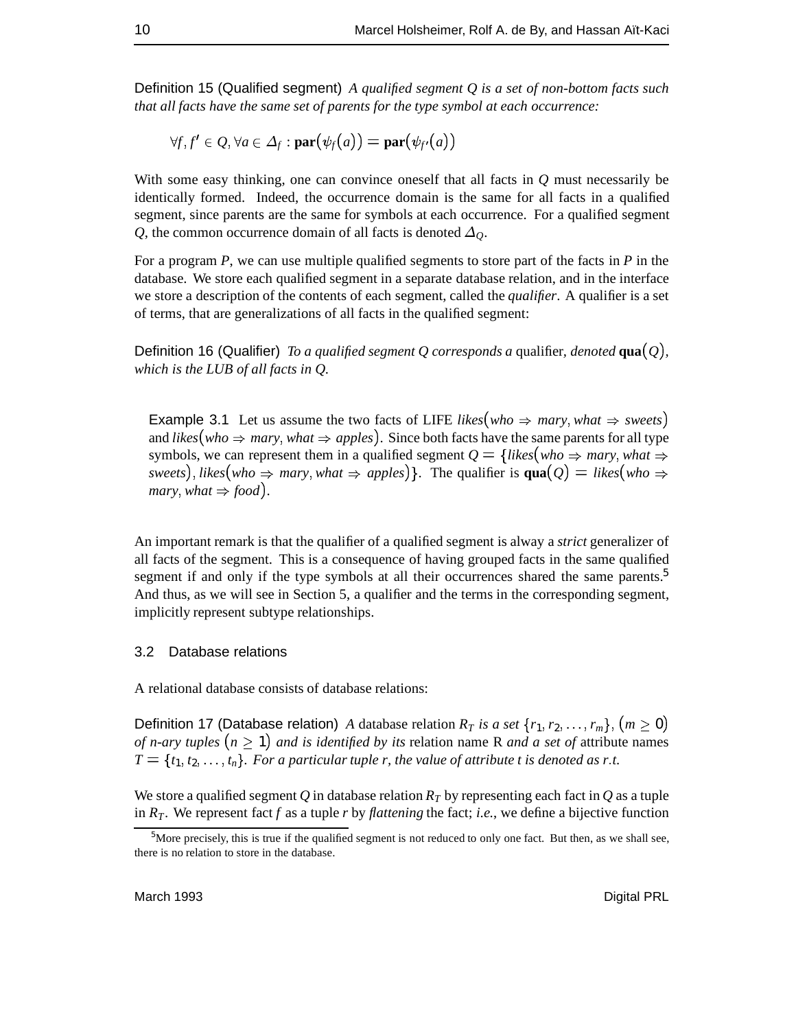**Definition 15 (Qualified segment)** *A qualified segment Q is a set of non-bottom facts such that all facts have the same set of parents for the type symbol at each occurrence:*

$$\forall f, f' \in Q, \forall a \in \Delta_f : \mathbf{par}(\psi_f(a)) = \mathbf{par}(\psi_{f'}(a))$$

With some easy thinking, one can convince oneself that all facts in $Q$ must necessarily be identically formed. Indeed, the occurrence domain is the same for all facts in a qualified segment, since parents are the same for symbols at each occurrence. For a qualified segment $Q$, the common occurrence domain of all facts is denoted $\Delta_Q$.

For a program $P$, we can use multiple qualified segments to store part of the facts in $P$ in the database. We store each qualified segment in a separate database relation, and in the interface we store a description of the contents of each segment, called the *qualifier*. A qualifier is a set of terms, that are generalizations of all facts in the qualified segment:

**Definition 16 (Qualifier)** *To a qualified segment Q corresponds a* qualifier*, denoted* $\mathbf{qua}(Q)$*, which is the LUB of all facts in Q.*

> **Example 3.1** Let us assume the two facts of LIFE $likes(who \Rightarrow mary, what \Rightarrow sweets)$ and $likes(who \Rightarrow mary, what \Rightarrow apples)$. Since both facts have the same parents for all type symbols, we can represent them in a qualified segment $Q = \{likes(who \Rightarrow mary, what \Rightarrow sweets), likes(who \Rightarrow mary, what \Rightarrow apples)\}$. The qualifier is $\mathbf{qua}(Q) = likes(who \Rightarrow mary, what \Rightarrow food)$.

An important remark is that the qualifier of a qualified segment is alway a *strict* generalizer of all facts of the segment. This is a consequence of having grouped facts in the same qualified segment if and only if the type symbols at all their occurrences shared the same parents.[5] And thus, as we will see in Section 5, a qualifier and the terms in the corresponding segment, implicitly represent subtype relationships.

### 3.2 Database relations

A relational database consists of database relations:

**Definition 17 (Database relation)** *A* database relation $R_T$ *is a set* $\{r_1, r_2, \ldots, r_m\}$, $(m \geq 0)$ *of n-ary tuples* $(n \geq 1)$ *and is identified by its* relation name R *and a set of* attribute names $T = \{t_1, t_2, \ldots, t_n\}$. *For a particular tuple r, the value of attribute t is denoted as r.t.*

We store a qualified segment $Q$ in database relation $R_T$ by representing each fact in $Q$ as a tuple in $R_T$. We represent fact $f$ as a tuple $r$ by *flattening* the fact; *i.e.*, we define a bijective function

[5] More precisely, this is true if the qualified segment is not reduced to only one fact. But then, as we shall see, there is no relation to store in the database.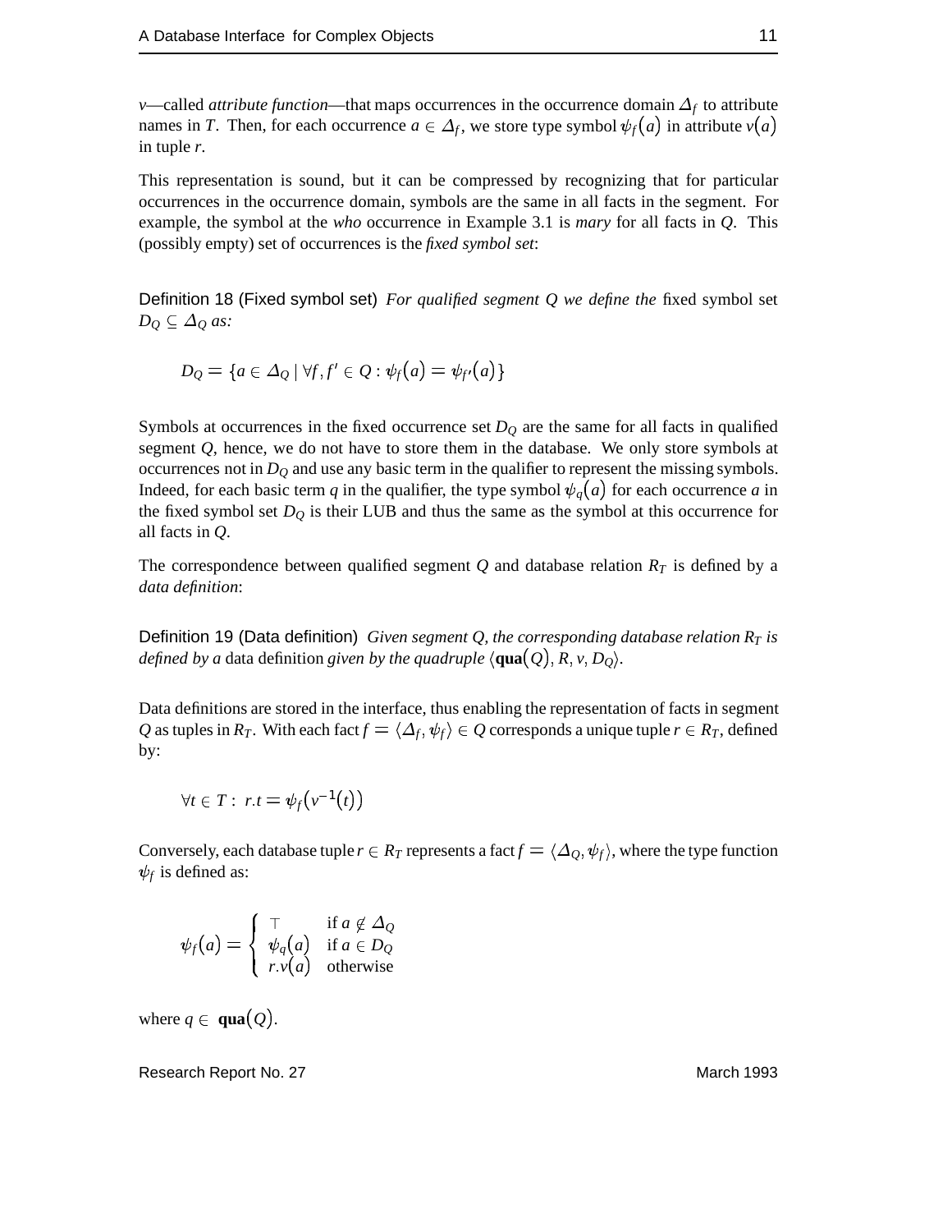$v$—called *attribute function*—that maps occurrences in the occurrence domain $\Delta_f$ to attribute names in $T$. Then, for each occurrence $a \in \Delta_f$, we store type symbol $\psi_f(a)$ in attribute $v(a)$ in tuple $r$.

This representation is sound, but it can be compressed by recognizing that for particular occurrences in the occurrence domain, symbols are the same in all facts in the segment. For example, the symbol at the *who* occurrence in Example 3.1 is *mary* for all facts in $Q$. This (possibly empty) set of occurrences is the *fixed symbol set*:

**Definition 18 (Fixed symbol set)** *For qualified segment $Q$ we define the* fixed symbol set $D_Q \subseteq \Delta_Q$ *as:*

$$D_Q = \{a \in \Delta_Q \mid \forall f, f' \in Q : \psi_f(a) = \psi_{f'}(a)\}$$

Symbols at occurrences in the fixed occurrence set $D_Q$ are the same for all facts in qualified segment $Q$, hence, we do not have to store them in the database. We only store symbols at occurrences not in $D_Q$ and use any basic term in the qualifier to represent the missing symbols. Indeed, for each basic term $q$ in the qualifier, the type symbol $\psi_q(a)$ for each occurrence $a$ in the fixed symbol set $D_Q$ is their LUB and thus the same as the symbol at this occurrence for all facts in $Q$.

The correspondence between qualified segment $Q$ and database relation $R_T$ is defined by a *data definition*:

**Definition 19 (Data definition)** *Given segment $Q$, the corresponding database relation $R_T$ is defined by a* data definition *given by the quadruple $\langle \mathbf{qua}(Q), R, v, D_Q \rangle$.*

Data definitions are stored in the interface, thus enabling the representation of facts in segment $Q$ as tuples in $R_T$. With each fact $f = \langle \Delta_f, \psi_f \rangle \in Q$ corresponds a unique tuple $r \in R_T$, defined by:

$$\forall t \in T : \; r.t = \psi_f(v^{-1}(t))$$

Conversely, each database tuple $r \in R_T$ represents a fact $f = \langle \Delta_Q, \psi_f \rangle$, where the type function $\psi_f$ is defined as:

$$\psi_f(a) = \begin{cases} \top & \text{if } a \notin \Delta_Q \\ \psi_q(a) & \text{if } a \in D_Q \\ r.v(a) & \text{otherwise} \end{cases}$$

where $q \in \mathbf{qua}(Q)$.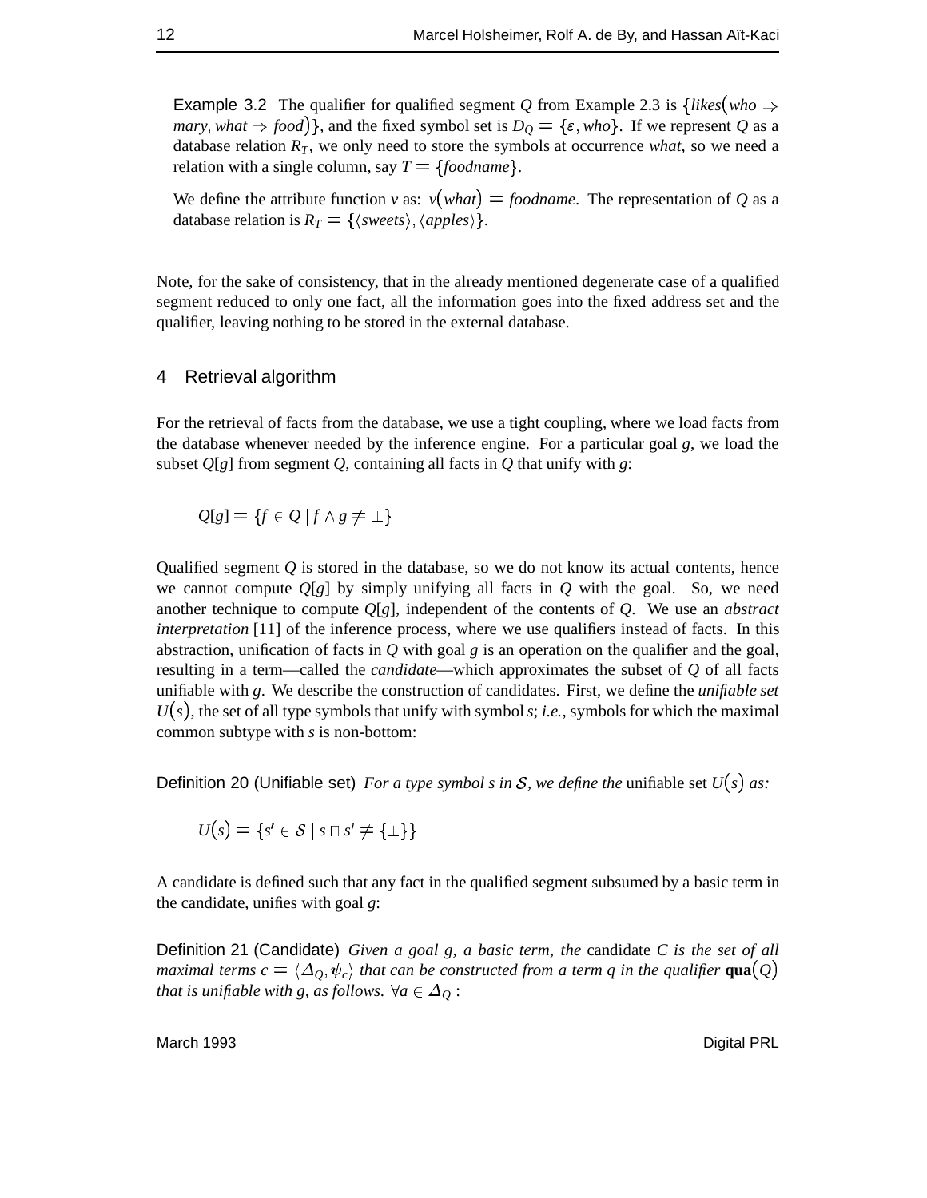Example 3.2 The qualifier for qualified segment $Q$ from Example 2.3 is $\{likes(who \Rightarrow mary, what \Rightarrow food)\}$, and the fixed symbol set is $D_Q = \{\varepsilon, who\}$. If we represent $Q$ as a database relation $R_T$, we only need to store the symbols at occurrence *what*, so we need a relation with a single column, say $T = \{foodname\}$.

We define the attribute function $v$ as: $v(what) = foodname$. The representation of $Q$ as a database relation is $R_T = \{\langle sweets\rangle, \langle apples\rangle\}$.

Note, for the sake of consistency, that in the already mentioned degenerate case of a qualified segment reduced to only one fact, all the information goes into the fixed address set and the qualifier, leaving nothing to be stored in the external database.

## 4 Retrieval algorithm

For the retrieval of facts from the database, we use a tight coupling, where we load facts from the database whenever needed by the inference engine. For a particular goal $g$, we load the subset $Q[g]$ from segment $Q$, containing all facts in $Q$ that unify with $g$:

$$Q[g] = \{f \in Q \mid f \wedge g \neq \bot\}$$

Qualified segment $Q$ is stored in the database, so we do not know its actual contents, hence we cannot compute $Q[g]$ by simply unifying all facts in $Q$ with the goal. So, we need another technique to compute $Q[g]$, independent of the contents of $Q$. We use an *abstract interpretation* [11] of the inference process, where we use qualifiers instead of facts. In this abstraction, unification of facts in $Q$ with goal $g$ is an operation on the qualifier and the goal, resulting in a term—called the *candidate*—which approximates the subset of $Q$ of all facts unifiable with $g$. We describe the construction of candidates. First, we define the *unifiable set* $U(s)$, the set of all type symbols that unify with symbol $s$; *i.e.*, symbols for which the maximal common subtype with $s$ is non-bottom:

Definition 20 (Unifiable set) *For a type symbol $s$ in $\mathcal{S}$, we define the* unifiable set $U(s)$ *as:*

$$U(s) = \{s' \in \mathcal{S} \mid s \sqcap s' \neq \{\bot\}\}$$

A candidate is defined such that any fact in the qualified segment subsumed by a basic term in the candidate, unifies with goal $g$:

Definition 21 (Candidate) *Given a goal $g$, a basic term, the* candidate *$C$ is the set of all maximal terms $c = \langle \Delta_Q, \psi_c\rangle$ that can be constructed from a term $q$ in the qualifier* $\mathbf{qua}(Q)$ *that is unifiable with $g$, as follows.* $\forall a \in \Delta_Q$ :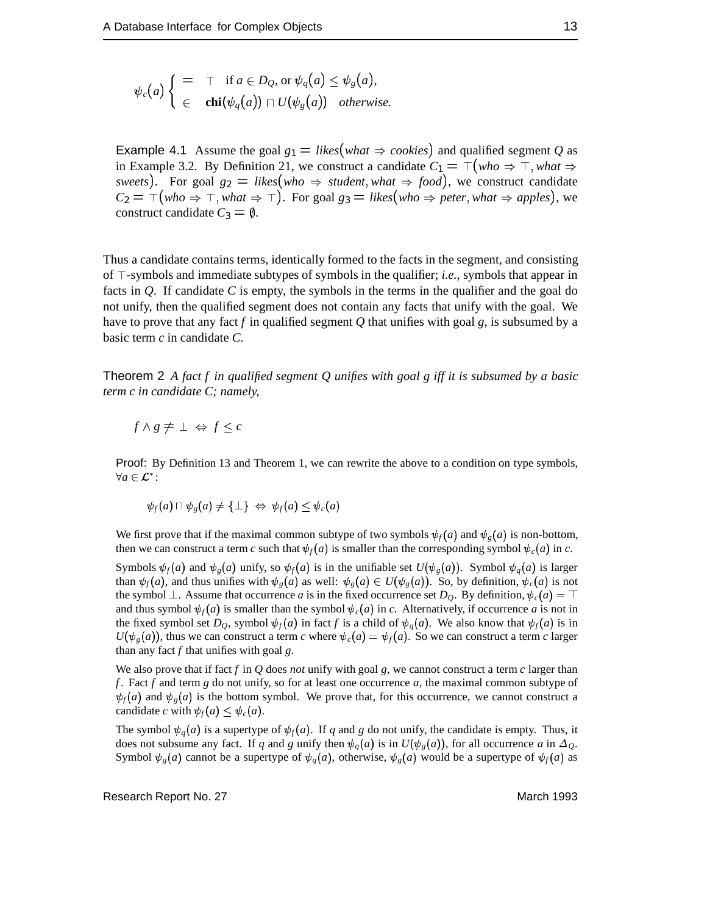$$\psi_c(a) \begin{cases} = & \top \quad \text{if } a \in D_Q, \text{ or } \psi_q(a) \leq \psi_g(a), \\ \in & \mathbf{chi}(\psi_q(a)) \sqcap U(\psi_g(a)) \quad \textit{otherwise.} \end{cases}$$

Example 4.1 Assume the goal $g_1 = \mathit{likes}(\mathit{what} \Rightarrow \mathit{cookies})$ and qualified segment $Q$ as in Example 3.2. By Definition 21, we construct a candidate $C_1 = \top(\mathit{who} \Rightarrow \top, \mathit{what} \Rightarrow \mathit{sweets})$. For goal $g_2 = \mathit{likes}(\mathit{who} \Rightarrow \mathit{student}, \mathit{what} \Rightarrow \mathit{food})$, we construct candidate $C_2 = \top(\mathit{who} \Rightarrow \top, \mathit{what} \Rightarrow \top)$. For goal $g_3 = \mathit{likes}(\mathit{who} \Rightarrow \mathit{peter}, \mathit{what} \Rightarrow \mathit{apples})$, we construct candidate $C_3 = \emptyset$.

Thus a candidate contains terms, identically formed to the facts in the segment, and consisting of $\top$-symbols and immediate subtypes of symbols in the qualifier; *i.e.*, symbols that appear in facts in $Q$. If candidate $C$ is empty, the symbols in the terms in the qualifier and the goal do not unify, then the qualified segment does not contain any facts that unify with the goal. We have to prove that any fact $f$ in qualified segment $Q$ that unifies with goal $g$, is subsumed by a basic term $c$ in candidate $C$.

Theorem 2 *A fact $f$ in qualified segment $Q$ unifies with goal $g$ iff it is subsumed by a basic term $c$ in candidate $C$; namely,*

$$f \wedge g \neq \bot \;\Leftrightarrow\; f \leq c$$

Proof: By Definition 13 and Theorem 1, we can rewrite the above to a condition on type symbols, $\forall a \in \mathcal{L}^*$:

$$\psi_f(a) \sqcap \psi_g(a) \neq \{\bot\} \;\Leftrightarrow\; \psi_f(a) \leq \psi_c(a)$$

We first prove that if the maximal common subtype of two symbols $\psi_f(a)$ and $\psi_g(a)$ is non-bottom, then we can construct a term $c$ such that $\psi_f(a)$ is smaller than the corresponding symbol $\psi_c(a)$ in $c$.

Symbols $\psi_f(a)$ and $\psi_g(a)$ unify, so $\psi_f(a)$ is in the unifiable set $U(\psi_g(a))$. Symbol $\psi_q(a)$ is larger than $\psi_f(a)$, and thus unifies with $\psi_g(a)$ as well: $\psi_g(a) \in U(\psi_g(a))$. So, by definition, $\psi_c(a)$ is not the symbol $\bot$. Assume that occurrence $a$ is in the fixed occurrence set $D_Q$. By definition, $\psi_c(a) = \top$ and thus symbol $\psi_f(a)$ is smaller than the symbol $\psi_c(a)$ in $c$. Alternatively, if occurrence $a$ is not in the fixed symbol set $D_Q$, symbol $\psi_f(a)$ in fact $f$ is a child of $\psi_q(a)$. We also know that $\psi_f(a)$ is in $U(\psi_g(a))$, thus we can construct a term $c$ where $\psi_c(a) = \psi_f(a)$. So we can construct a term $c$ larger than any fact $f$ that unifies with goal $g$.

We also prove that if fact $f$ in $Q$ does *not* unify with goal $g$, we cannot construct a term $c$ larger than $f$. Fact $f$ and term $g$ do not unify, so for at least one occurrence $a$, the maximal common subtype of $\psi_f(a)$ and $\psi_g(a)$ is the bottom symbol. We prove that, for this occurrence, we cannot construct a candidate $c$ with $\psi_f(a) \leq \psi_c(a)$.

The symbol $\psi_q(a)$ is a supertype of $\psi_f(a)$. If $q$ and $g$ do not unify, the candidate is empty. Thus, it does not subsume any fact. If $q$ and $g$ unify then $\psi_q(a)$ is in $U(\psi_g(a))$, for all occurrence $a$ in $\Delta_Q$. Symbol $\psi_g(a)$ cannot be a supertype of $\psi_q(a)$, otherwise, $\psi_g(a)$ would be a supertype of $\psi_f(a)$ as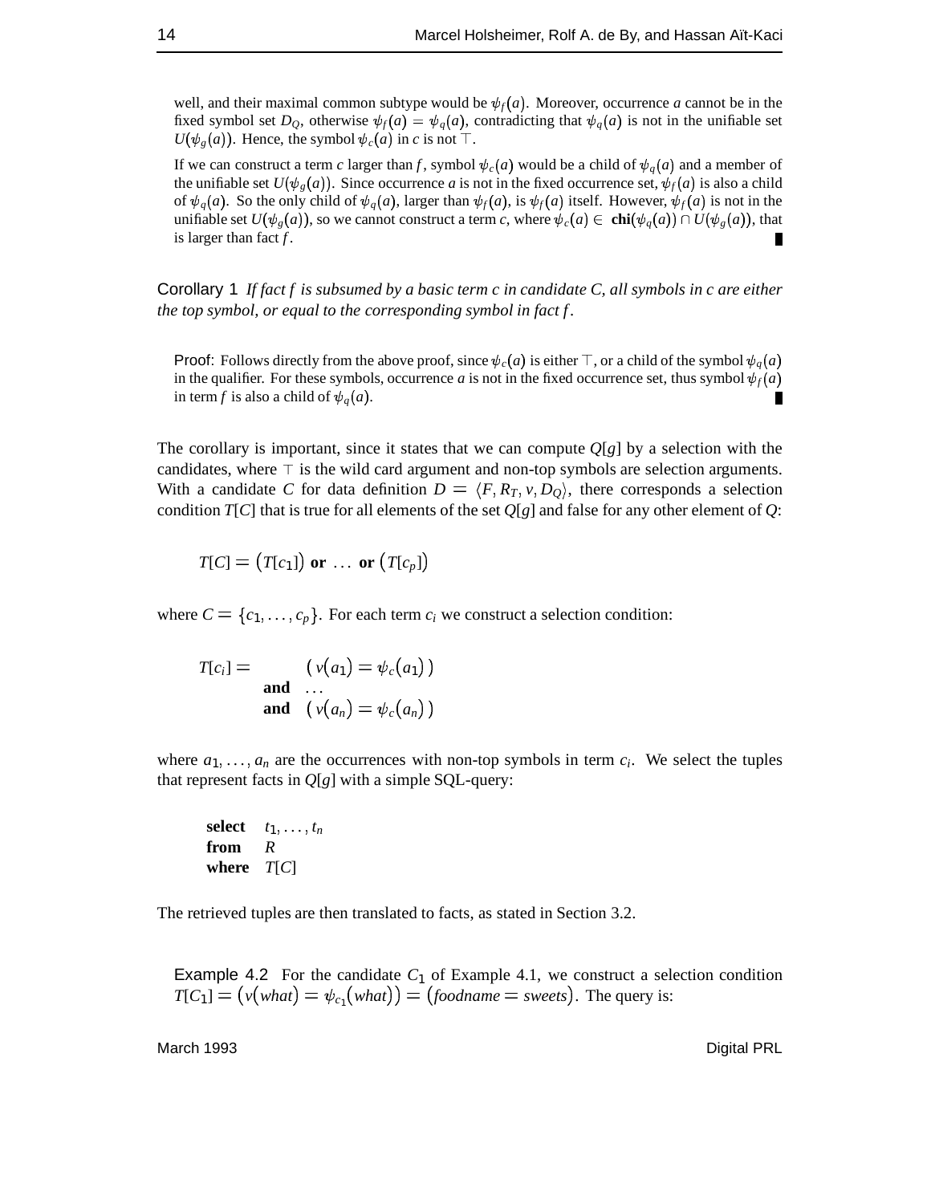well, and their maximal common subtype would be $\psi_f(a)$. Moreover, occurrence $a$ cannot be in the fixed symbol set $D_Q$, otherwise $\psi_f(a) = \psi_q(a)$, contradicting that $\psi_q(a)$ is not in the unifiable set $U(\psi_g(a))$. Hence, the symbol $\psi_c(a)$ in $c$ is not $\top$.

If we can construct a term $c$ larger than $f$, symbol $\psi_c(a)$ would be a child of $\psi_q(a)$ and a member of the unifiable set $U(\psi_g(a))$. Since occurrence $a$ is not in the fixed occurrence set, $\psi_f(a)$ is also a child of $\psi_q(a)$. So the only child of $\psi_q(a)$, larger than $\psi_f(a)$, is $\psi_f(a)$ itself. However, $\psi_f(a)$ is not in the unifiable set $U(\psi_g(a))$, so we cannot construct a term $c$, where $\psi_c(a) \in \mathbf{chi}(\psi_q(a)) \cap U(\psi_g(a))$, that is larger than fact $f$. ∎

Corollary 1 *If fact $f$ is subsumed by a basic term $c$ in candidate $C$, all symbols in $c$ are either the top symbol, or equal to the corresponding symbol in fact $f$.*

Proof: Follows directly from the above proof, since $\psi_c(a)$ is either $\top$, or a child of the symbol $\psi_q(a)$ in the qualifier. For these symbols, occurrence $a$ is not in the fixed occurrence set, thus symbol $\psi_f(a)$ in term $f$ is also a child of $\psi_q(a)$. ∎

The corollary is important, since it states that we can compute $Q[g]$ by a selection with the candidates, where $\top$ is the wild card argument and non-top symbols are selection arguments. With a candidate $C$ for data definition $D = \langle F, R_T, v, D_Q \rangle$, there corresponds a selection condition $T[C]$ that is true for all elements of the set $Q[g]$ and false for any other element of $Q$:

$$T[C] = \big(T[c_1]\big) \textbf{ or } \ldots \textbf{ or } \big(T[c_p]\big)$$

where $C = \{c_1, \ldots, c_p\}$. For each term $c_i$ we construct a selection condition:

$$\begin{aligned} T[c_i] = \quad & (\, v(a_1) = \psi_c(a_1)\,) \\ \textbf{and} \quad & \ldots \\ \textbf{and} \quad & (\, v(a_n) = \psi_c(a_n)\,) \end{aligned}$$

where $a_1, \ldots, a_n$ are the occurrences with non-top symbols in term $c_i$. We select the tuples that represent facts in $Q[g]$ with a simple SQL-query:

**select** $t_1, \ldots, t_n$
**from** $R$
**where** $T[C]$

The retrieved tuples are then translated to facts, as stated in Section 3.2.

Example 4.2 For the candidate $C_1$ of Example 4.1, we construct a selection condition $T[C_1] = \big(v(what) = \psi_{c_1}(what)\big) = \big(foodname = sweets\big)$. The query is: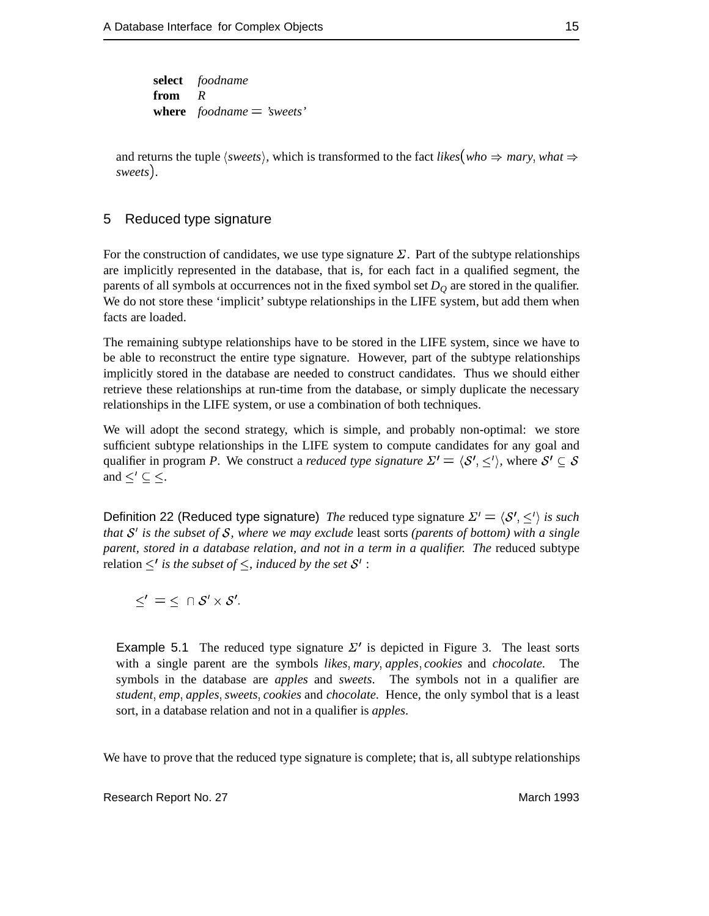```
select   foodname
from     R
where    foodname = 'sweets'
```

and returns the tuple $\langle sweets \rangle$, which is transformed to the fact $likes(who \Rightarrow mary, what \Rightarrow sweets)$.

## 5 Reduced type signature

For the construction of candidates, we use type signature $\Sigma$. Part of the subtype relationships are implicitly represented in the database, that is, for each fact in a qualified segment, the parents of all symbols at occurrences not in the fixed symbol set $D_Q$ are stored in the qualifier. We do not store these 'implicit' subtype relationships in the LIFE system, but add them when facts are loaded.

The remaining subtype relationships have to be stored in the LIFE system, since we have to be able to reconstruct the entire type signature. However, part of the subtype relationships implicitly stored in the database are needed to construct candidates. Thus we should either retrieve these relationships at run-time from the database, or simply duplicate the necessary relationships in the LIFE system, or use a combination of both techniques.

We will adopt the second strategy, which is simple, and probably non-optimal: we store sufficient subtype relationships in the LIFE system to compute candidates for any goal and qualifier in program $P$. We construct a *reduced type signature* $\Sigma' = \langle \mathcal{S}', \leq' \rangle$, where $\mathcal{S}' \subseteq \mathcal{S}$ and $\leq' \subseteq \leq$.

**Definition 22 (Reduced type signature)** *The* reduced type signature $\Sigma' = \langle \mathcal{S}', \leq' \rangle$ *is such that* $\mathcal{S}'$ *is the subset of* $\mathcal{S}$*, where we may exclude* least sorts *(parents of bottom) with a single parent, stored in a database relation, and not in a term in a qualifier. The* reduced subtype relation $\leq'$ *is the subset of* $\leq$*, induced by the set* $\mathcal{S}'$ *:*

$$\leq' = \leq \cap \mathcal{S}' \times \mathcal{S}'.$$

**Example 5.1** The reduced type signature $\Sigma'$ is depicted in Figure 3. The least sorts with a single parent are the symbols *likes*, *mary*, *apples*, *cookies* and *chocolate*. The symbols in the database are *apples* and *sweets*. The symbols not in a qualifier are *student*, *emp*, *apples*, *sweets*, *cookies* and *chocolate*. Hence, the only symbol that is a least sort, in a database relation and not in a qualifier is *apples*.

We have to prove that the reduced type signature is complete; that is, all subtype relationships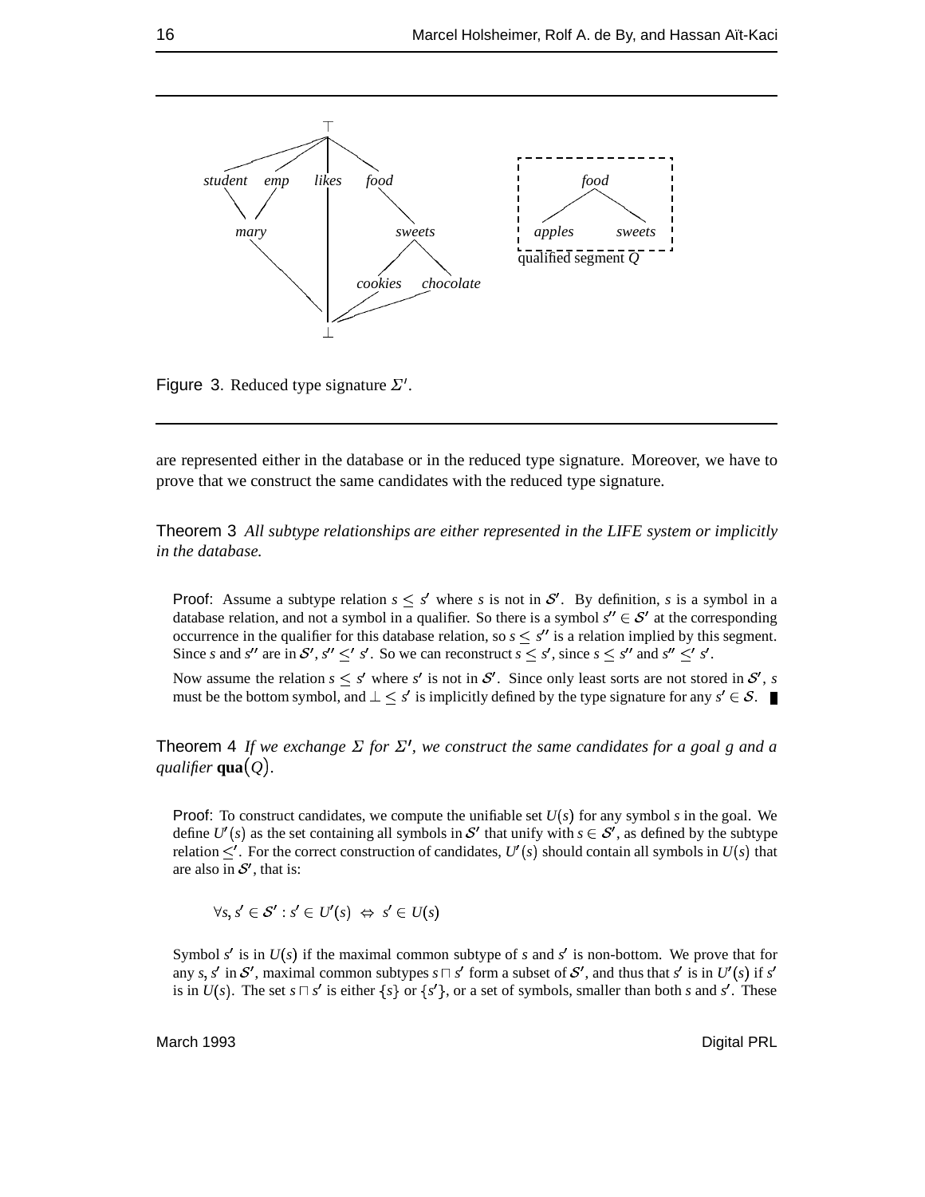Figure 3. Reduced type signature $\Sigma'$.

are represented either in the database or in the reduced type signature. Moreover, we have to prove that we construct the same candidates with the reduced type signature.

**Theorem 3** *All subtype relationships are either represented in the LIFE system or implicitly in the database.*

**Proof**: Assume a subtype relation $s \leq s'$ where $s$ is not in $\mathcal{S}'$. By definition, $s$ is a symbol in a database relation, and not a symbol in a qualifier. So there is a symbol $s'' \in \mathcal{S}'$ at the corresponding occurrence in the qualifier for this database relation, so $s \leq s''$ is a relation implied by this segment. Since $s$ and $s''$ are in $\mathcal{S}'$, $s'' \leq' s'$. So we can reconstruct $s \leq s'$, since $s \leq s''$ and $s'' \leq' s'$.

Now assume the relation $s \leq s'$ where $s'$ is not in $\mathcal{S}'$. Since only least sorts are not stored in $\mathcal{S}'$, $s$ must be the bottom symbol, and $\bot \leq s'$ is implicitly defined by the type signature for any $s' \in \mathcal{S}$. ∎

**Theorem 4** *If we exchange $\Sigma$ for $\Sigma'$, we construct the same candidates for a goal $g$ and a qualifier* $\mathbf{qua}(Q)$.

**Proof**: To construct candidates, we compute the unifiable set $U(s)$ for any symbol $s$ in the goal. We define $U'(s)$ as the set containing all symbols in $\mathcal{S}'$ that unify with $s \in \mathcal{S}'$, as defined by the subtype relation $\leq'$. For the correct construction of candidates, $U'(s)$ should contain all symbols in $U(s)$ that are also in $\mathcal{S}'$, that is:

$$\forall s, s' \in \mathcal{S}' : s' \in U'(s) \Leftrightarrow s' \in U(s)$$

Symbol $s'$ is in $U(s)$ if the maximal common subtype of $s$ and $s'$ is non-bottom. We prove that for any $s, s'$ in $\mathcal{S}'$, maximal common subtypes $s \sqcap s'$ form a subset of $\mathcal{S}'$, and thus that $s'$ is in $U'(s)$ if $s'$ is in $U(s)$. The set $s \sqcap s'$ is either $\{s\}$ or $\{s'\}$, or a set of symbols, smaller than both $s$ and $s'$. These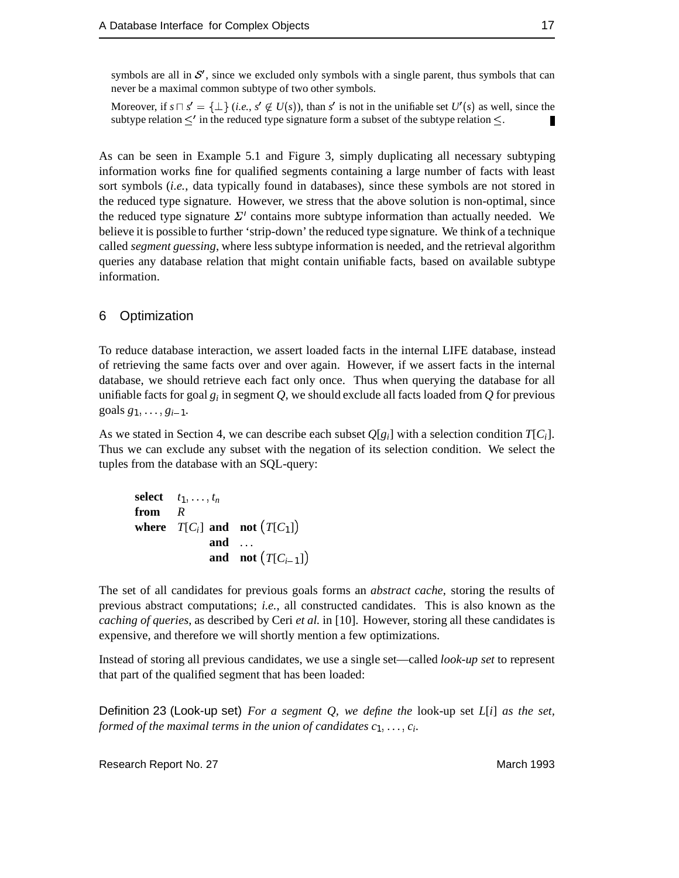symbols are all in $\mathcal{S}'$, since we excluded only symbols with a single parent, thus symbols that can never be a maximal common subtype of two other symbols.

Moreover, if $s \sqcap s' = \{\bot\}$ (*i.e.*, $s' \notin U(s)$), than $s'$ is not in the unifiable set $U'(s)$ as well, since the subtype relation $\leq'$ in the reduced type signature form a subset of the subtype relation $\leq$. ∎

As can be seen in Example 5.1 and Figure 3, simply duplicating all necessary subtyping information works fine for qualified segments containing a large number of facts with least sort symbols (*i.e.*, data typically found in databases), since these symbols are not stored in the reduced type signature. However, we stress that the above solution is non-optimal, since the reduced type signature $\Sigma'$ contains more subtype information than actually needed. We believe it is possible to further 'strip-down' the reduced type signature. We think of a technique called *segment guessing*, where less subtype information is needed, and the retrieval algorithm queries any database relation that might contain unifiable facts, based on available subtype information.

## 6 Optimization

To reduce database interaction, we assert loaded facts in the internal LIFE database, instead of retrieving the same facts over and over again. However, if we assert facts in the internal database, we should retrieve each fact only once. Thus when querying the database for all unifiable facts for goal $g_i$ in segment $Q$, we should exclude all facts loaded from $Q$ for previous goals $g_1, \ldots, g_{i-1}$.

As we stated in Section 4, we can describe each subset $Q[g_i]$ with a selection condition $T[C_i]$. Thus we can exclude any subset with the negation of its selection condition. We select the tuples from the database with an SQL-query:

$$
\begin{array}{lll}
\textbf{select} & t_1, \ldots, t_n & \\
\textbf{from} & R & \\
\textbf{where} & T[C_i] \ \textbf{and} & \textbf{not}\ \big(T[C_1]\big) \\
 & \qquad\ \ \textbf{and} & \ldots \\
 & \qquad\ \ \textbf{and} & \textbf{not}\ \big(T[C_{i-1}]\big)
\end{array}
$$

The set of all candidates for previous goals forms an *abstract cache*, storing the results of previous abstract computations; *i.e.*, all constructed candidates. This is also known as the *caching of queries*, as described by Ceri *et al.* in [10]. However, storing all these candidates is expensive, and therefore we will shortly mention a few optimizations.

Instead of storing all previous candidates, we use a single set—called *look-up set* to represent that part of the qualified segment that has been loaded:

**Definition 23 (Look-up set)** *For a segment $Q$, we define the* look-up set $L[i]$ *as the set, formed of the maximal terms in the union of candidates $c_1, \ldots, c_i$.*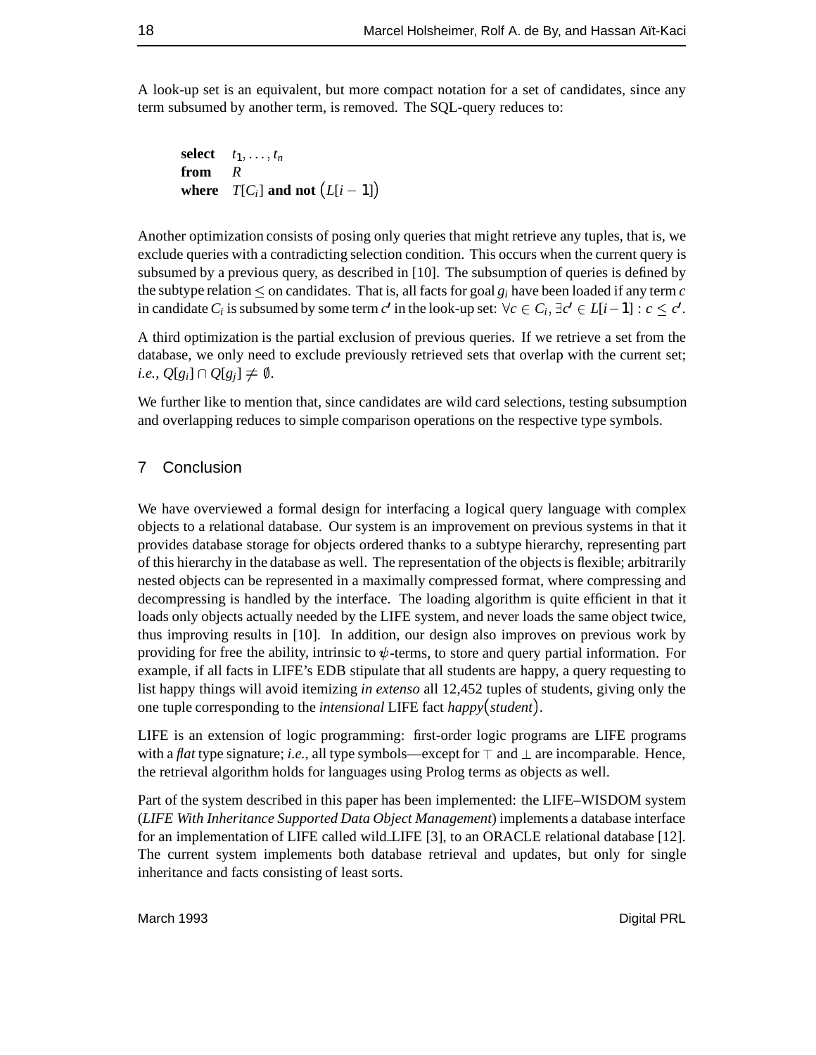A look-up set is an equivalent, but more compact notation for a set of candidates, since any term subsumed by another term, is removed. The SQL-query reduces to:

> **select** $t_1, \ldots, t_n$
> **from** $R$
> **where** $T[C_i]$ **and not** $\big(L[i-1]\big)$

Another optimization consists of posing only queries that might retrieve any tuples, that is, we exclude queries with a contradicting selection condition. This occurs when the current query is subsumed by a previous query, as described in [10]. The subsumption of queries is defined by the subtype relation $\leq$ on candidates. That is, all facts for goal $g_i$ have been loaded if any term $c$ in candidate $C_i$ is subsumed by some term $c'$ in the look-up set: $\forall c \in C_i, \exists c' \in L[i-1] : c \leq c'$.

A third optimization is the partial exclusion of previous queries. If we retrieve a set from the database, we only need to exclude previously retrieved sets that overlap with the current set; *i.e.*, $Q[g_i] \cap Q[g_j] \neq \emptyset$.

We further like to mention that, since candidates are wild card selections, testing subsumption and overlapping reduces to simple comparison operations on the respective type symbols.

## 7 Conclusion

We have overviewed a formal design for interfacing a logical query language with complex objects to a relational database. Our system is an improvement on previous systems in that it provides database storage for objects ordered thanks to a subtype hierarchy, representing part of this hierarchy in the database as well. The representation of the objects is flexible; arbitrarily nested objects can be represented in a maximally compressed format, where compressing and decompressing is handled by the interface. The loading algorithm is quite efficient in that it loads only objects actually needed by the LIFE system, and never loads the same object twice, thus improving results in [10]. In addition, our design also improves on previous work by providing for free the ability, intrinsic to $\psi$-terms, to store and query partial information. For example, if all facts in LIFE's EDB stipulate that all students are happy, a query requesting to list happy things will avoid itemizing *in extenso* all 12,452 tuples of students, giving only the one tuple corresponding to the *intensional* LIFE fact *happy*(*student*).

LIFE is an extension of logic programming: first-order logic programs are LIFE programs with a *flat* type signature; *i.e.*, all type symbols—except for $\top$ and $\bot$ are incomparable. Hence, the retrieval algorithm holds for languages using Prolog terms as objects as well.

Part of the system described in this paper has been implemented: the LIFE–WISDOM system (*LIFE With Inheritance Supported Data Object Management*) implements a database interface for an implementation of LIFE called wild_LIFE [3], to an ORACLE relational database [12]. The current system implements both database retrieval and updates, but only for single inheritance and facts consisting of least sorts.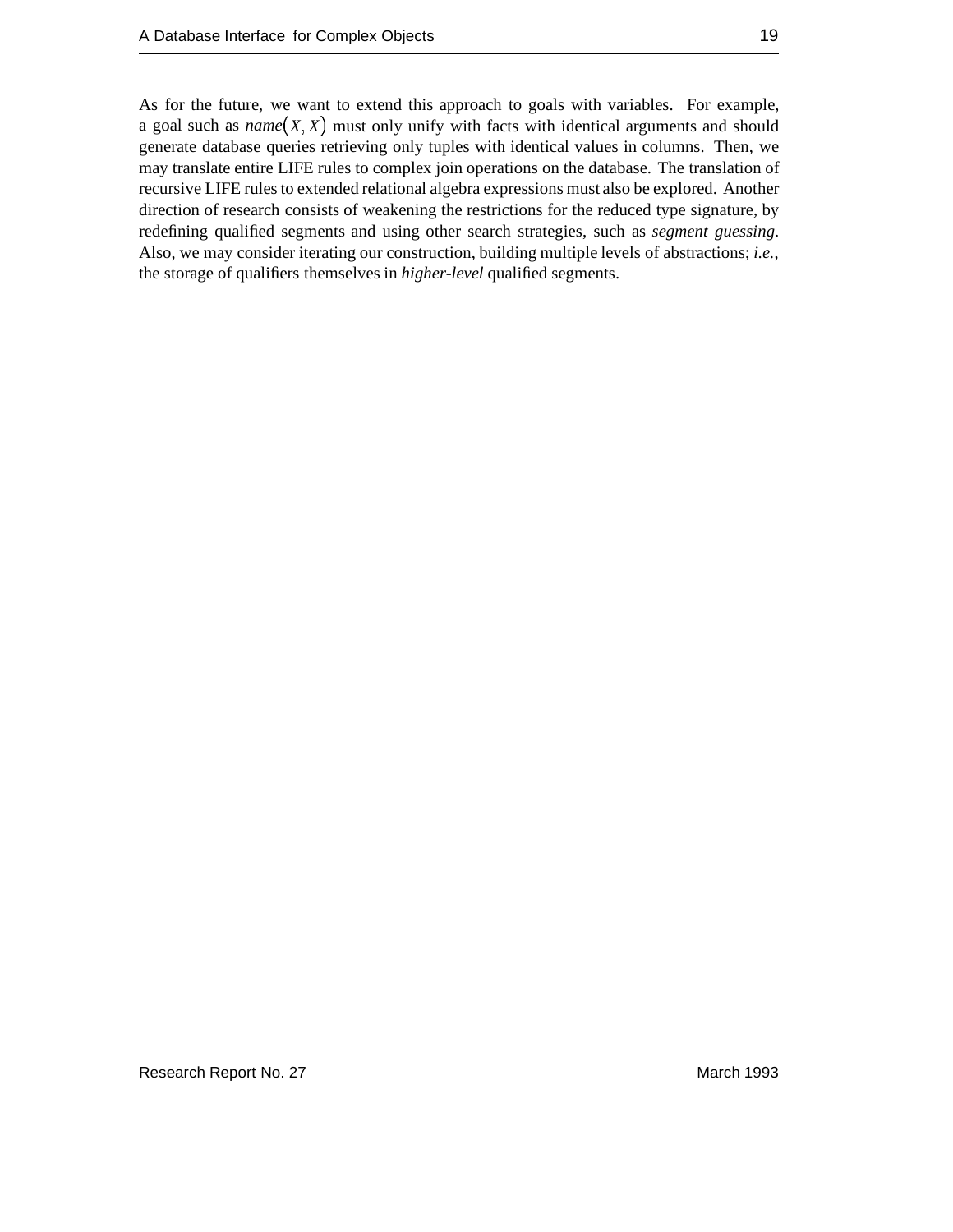As for the future, we want to extend this approach to goals with variables. For example, a goal such as $name(X, X)$ must only unify with facts with identical arguments and should generate database queries retrieving only tuples with identical values in columns. Then, we may translate entire LIFE rules to complex join operations on the database. The translation of recursive LIFE rules to extended relational algebra expressions must also be explored. Another direction of research consists of weakening the restrictions for the reduced type signature, by redefining qualified segments and using other search strategies, such as *segment guessing*. Also, we may consider iterating our construction, building multiple levels of abstractions; *i.e.*, the storage of qualifiers themselves in *higher-level* qualified segments.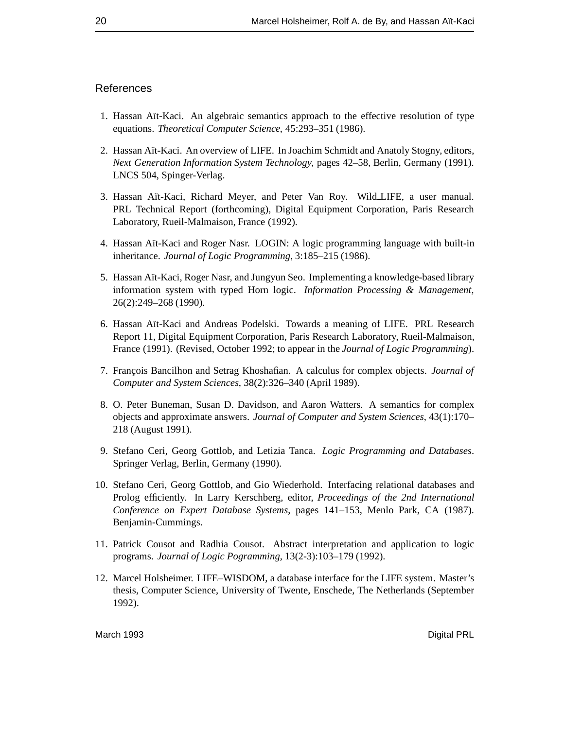## References

1. Hassan Aït-Kaci. An algebraic semantics approach to the effective resolution of type equations. *Theoretical Computer Science*, 45:293–351 (1986).

2. Hassan Aït-Kaci. An overview of LIFE. In Joachim Schmidt and Anatoly Stogny, editors, *Next Generation Information System Technology*, pages 42–58, Berlin, Germany (1991). LNCS 504, Spinger-Verlag.

3. Hassan Aït-Kaci, Richard Meyer, and Peter Van Roy. Wild_LIFE, a user manual. PRL Technical Report (forthcoming), Digital Equipment Corporation, Paris Research Laboratory, Rueil-Malmaison, France (1992).

4. Hassan Aït-Kaci and Roger Nasr. LOGIN: A logic programming language with built-in inheritance. *Journal of Logic Programming*, 3:185–215 (1986).

5. Hassan Aït-Kaci, Roger Nasr, and Jungyun Seo. Implementing a knowledge-based library information system with typed Horn logic. *Information Processing & Management*, 26(2):249–268 (1990).

6. Hassan Aït-Kaci and Andreas Podelski. Towards a meaning of LIFE. PRL Research Report 11, Digital Equipment Corporation, Paris Research Laboratory, Rueil-Malmaison, France (1991). (Revised, October 1992; to appear in the *Journal of Logic Programming*).

7. François Bancilhon and Setrag Khoshafian. A calculus for complex objects. *Journal of Computer and System Sciences*, 38(2):326–340 (April 1989).

8. O. Peter Buneman, Susan D. Davidson, and Aaron Watters. A semantics for complex objects and approximate answers. *Journal of Computer and System Sciences*, 43(1):170–218 (August 1991).

9. Stefano Ceri, Georg Gottlob, and Letizia Tanca. *Logic Programming and Databases*. Springer Verlag, Berlin, Germany (1990).

10. Stefano Ceri, Georg Gottlob, and Gio Wiederhold. Interfacing relational databases and Prolog efficiently. In Larry Kerschberg, editor, *Proceedings of the 2nd International Conference on Expert Database Systems*, pages 141–153, Menlo Park, CA (1987). Benjamin-Cummings.

11. Patrick Cousot and Radhia Cousot. Abstract interpretation and application to logic programs. *Journal of Logic Pogramming*, 13(2-3):103–179 (1992).

12. Marcel Holsheimer. LIFE–WISDOM, a database interface for the LIFE system. Master's thesis, Computer Science, University of Twente, Enschede, The Netherlands (September 1992).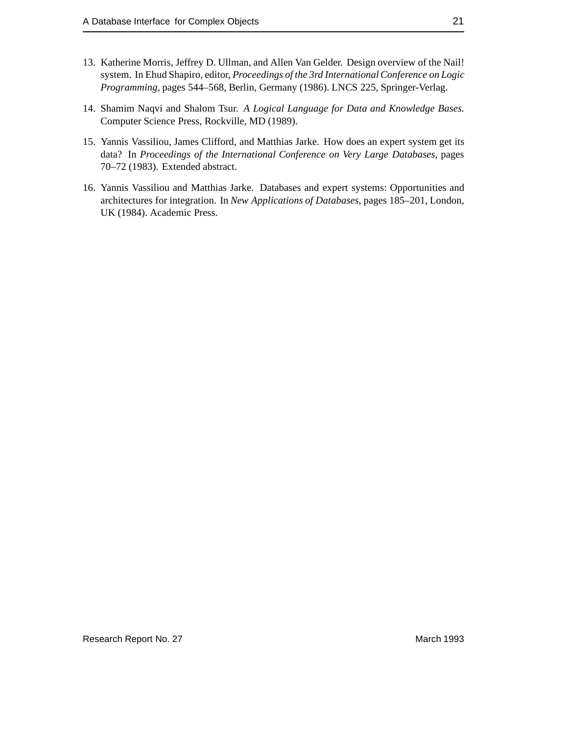13. Katherine Morris, Jeffrey D. Ullman, and Allen Van Gelder. Design overview of the Nail! system. In Ehud Shapiro, editor, *Proceedings of the 3rd International Conference on Logic Programming*, pages 544–568, Berlin, Germany (1986). LNCS 225, Springer-Verlag.

14. Shamim Naqvi and Shalom Tsur. *A Logical Language for Data and Knowledge Bases.* Computer Science Press, Rockville, MD (1989).

15. Yannis Vassiliou, James Clifford, and Matthias Jarke. How does an expert system get its data? In *Proceedings of the International Conference on Very Large Databases*, pages 70–72 (1983). Extended abstract.

16. Yannis Vassiliou and Matthias Jarke. Databases and expert systems: Opportunities and architectures for integration. In *New Applications of Databases*, pages 185–201, London, UK (1984). Academic Press.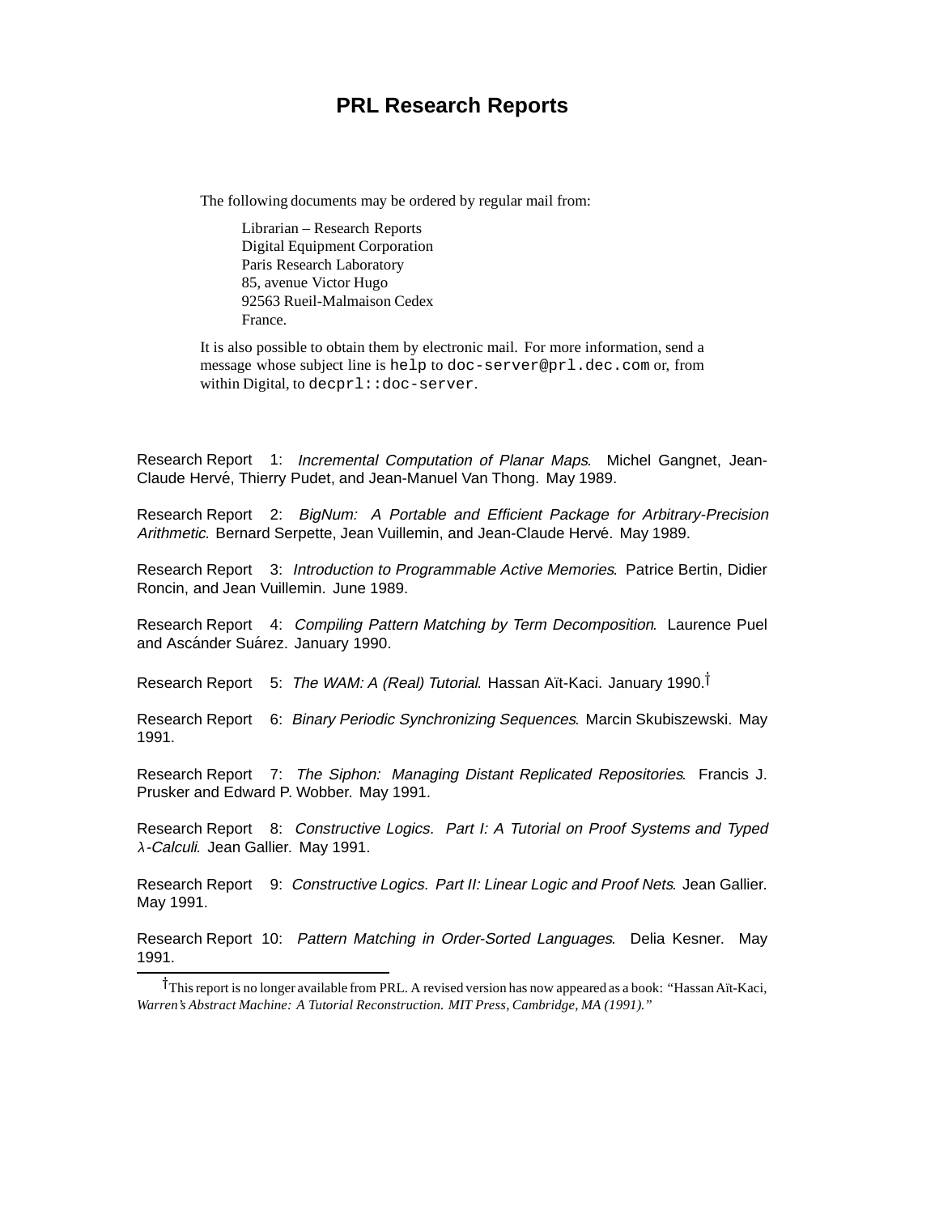# PRL Research Reports

The following documents may be ordered by regular mail from:

Librarian – Research Reports
Digital Equipment Corporation
Paris Research Laboratory
85, avenue Victor Hugo
92563 Rueil-Malmaison Cedex
France.

It is also possible to obtain them by electronic mail. For more information, send a message whose subject line is `help` to `doc-server@prl.dec.com` or, from within Digital, to `decprl::doc-server`.

Research Report 1: *Incremental Computation of Planar Maps*. Michel Gangnet, Jean-Claude Hervé, Thierry Pudet, and Jean-Manuel Van Thong. May 1989.

Research Report 2: *BigNum: A Portable and Efficient Package for Arbitrary-Precision Arithmetic*. Bernard Serpette, Jean Vuillemin, and Jean-Claude Hervé. May 1989.

Research Report 3: *Introduction to Programmable Active Memories*. Patrice Bertin, Didier Roncin, and Jean Vuillemin. June 1989.

Research Report 4: *Compiling Pattern Matching by Term Decomposition*. Laurence Puel and Ascánder Suárez. January 1990.

Research Report 5: *The WAM: A (Real) Tutorial*. Hassan Aït-Kaci. January 1990.†

Research Report 6: *Binary Periodic Synchronizing Sequences*. Marcin Skubiszewski. May 1991.

Research Report 7: *The Siphon: Managing Distant Replicated Repositories*. Francis J. Prusker and Edward P. Wobber. May 1991.

Research Report 8: *Constructive Logics. Part I: A Tutorial on Proof Systems and Typed $\lambda$-Calculi*. Jean Gallier. May 1991.

Research Report 9: *Constructive Logics. Part II: Linear Logic and Proof Nets*. Jean Gallier. May 1991.

Research Report 10: *Pattern Matching in Order-Sorted Languages*. Delia Kesner. May 1991.

† This report is no longer available from PRL. A revised version has now appeared as a book: "Hassan Aït-Kaci, *Warren's Abstract Machine: A Tutorial Reconstruction. MIT Press, Cambridge, MA (1991).*"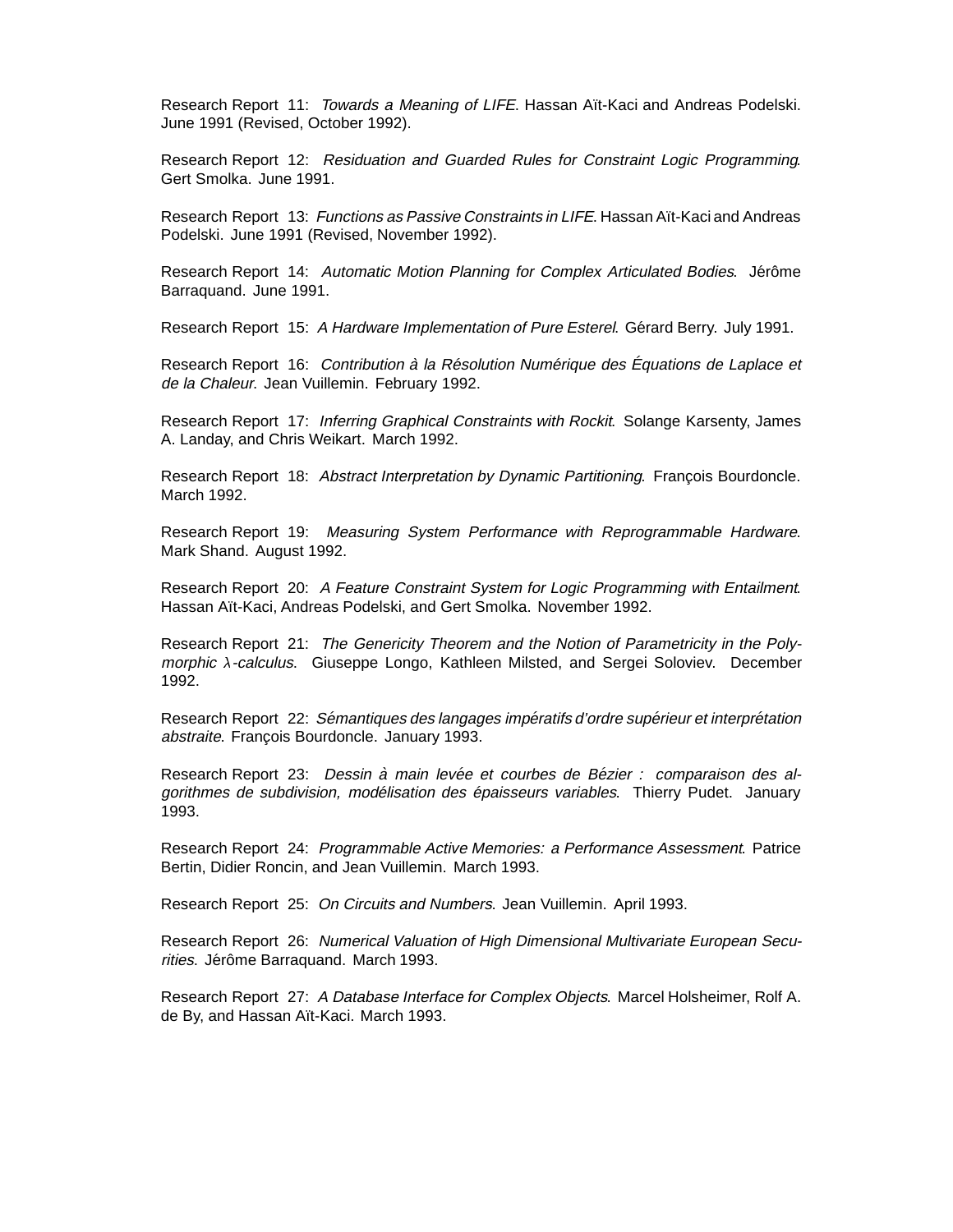Research Report 11: *Towards a Meaning of LIFE*. Hassan Aït-Kaci and Andreas Podelski. June 1991 (Revised, October 1992).

Research Report 12: *Residuation and Guarded Rules for Constraint Logic Programming*. Gert Smolka. June 1991.

Research Report 13: *Functions as Passive Constraints in LIFE*. Hassan Aït-Kaci and Andreas Podelski. June 1991 (Revised, November 1992).

Research Report 14: *Automatic Motion Planning for Complex Articulated Bodies*. Jérôme Barraquand. June 1991.

Research Report 15: *A Hardware Implementation of Pure Esterel*. Gérard Berry. July 1991.

Research Report 16: *Contribution à la Résolution Numérique des Équations de Laplace et de la Chaleur*. Jean Vuillemin. February 1992.

Research Report 17: *Inferring Graphical Constraints with Rockit*. Solange Karsenty, James A. Landay, and Chris Weikart. March 1992.

Research Report 18: *Abstract Interpretation by Dynamic Partitioning*. François Bourdoncle. March 1992.

Research Report 19: *Measuring System Performance with Reprogrammable Hardware*. Mark Shand. August 1992.

Research Report 20: *A Feature Constraint System for Logic Programming with Entailment*. Hassan Aït-Kaci, Andreas Podelski, and Gert Smolka. November 1992.

Research Report 21: *The Genericity Theorem and the Notion of Parametricity in the Polymorphic $\lambda$-calculus*. Giuseppe Longo, Kathleen Milsted, and Sergei Soloviev. December 1992.

Research Report 22: *Sémantiques des langages impératifs d'ordre supérieur et interprétation abstraite*. François Bourdoncle. January 1993.

Research Report 23: *Dessin à main levée et courbes de Bézier : comparaison des algorithmes de subdivision, modélisation des épaisseurs variables*. Thierry Pudet. January 1993.

Research Report 24: *Programmable Active Memories: a Performance Assessment*. Patrice Bertin, Didier Roncin, and Jean Vuillemin. March 1993.

Research Report 25: *On Circuits and Numbers*. Jean Vuillemin. April 1993.

Research Report 26: *Numerical Valuation of High Dimensional Multivariate European Securities*. Jérôme Barraquand. March 1993.

Research Report 27: *A Database Interface for Complex Objects*. Marcel Holsheimer, Rolf A. de By, and Hassan Aït-Kaci. March 1993.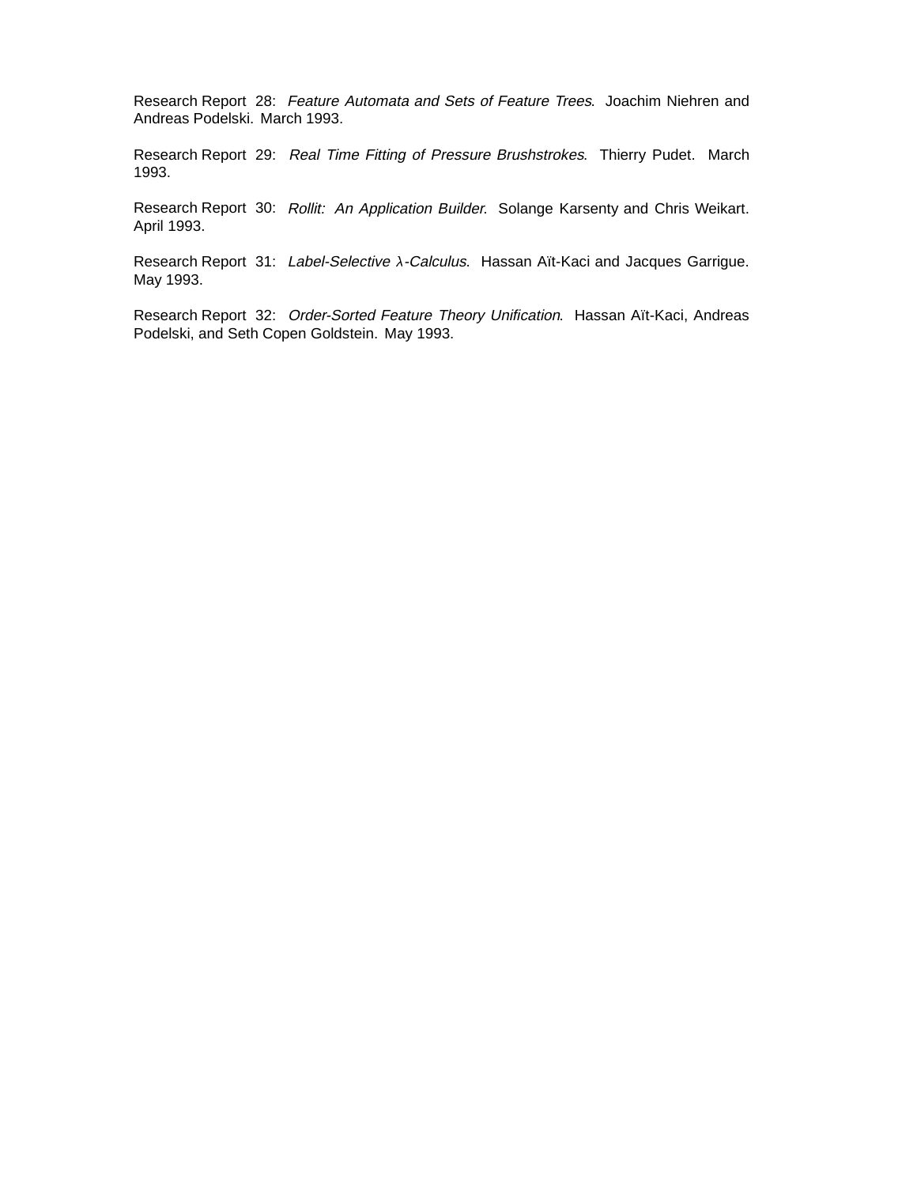Research Report 28: *Feature Automata and Sets of Feature Trees*. Joachim Niehren and Andreas Podelski. March 1993.

Research Report 29: *Real Time Fitting of Pressure Brushstrokes*. Thierry Pudet. March 1993.

Research Report 30: *Rollit: An Application Builder*. Solange Karsenty and Chris Weikart. April 1993.

Research Report 31: *Label-Selective $\lambda$-Calculus*. Hassan Aït-Kaci and Jacques Garrigue. May 1993.

Research Report 32: *Order-Sorted Feature Theory Unification*. Hassan Aït-Kaci, Andreas Podelski, and Seth Copen Goldstein. May 1993.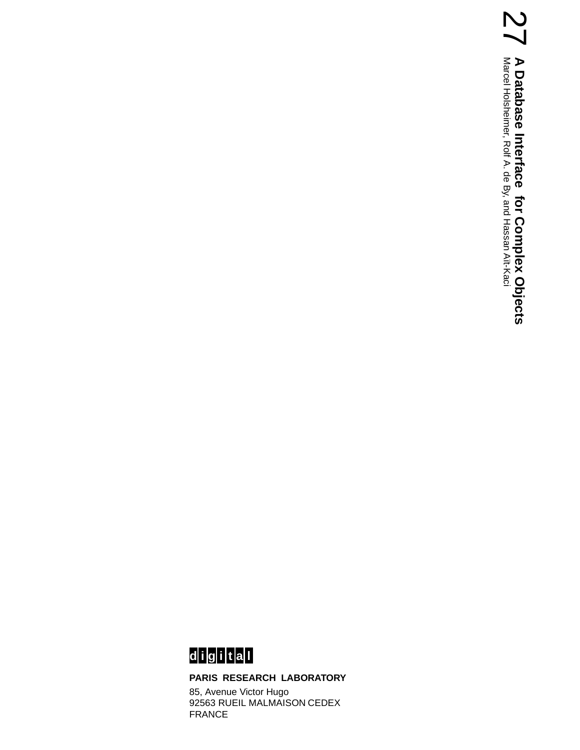27

**A Database Interface for Complex Objects**

Marcel Holsheimer, Rolf A. de By, and Hassan Aït-Kaci

digital

**PARIS RESEARCH LABORATORY**

85, Avenue Victor Hugo
92563 RUEIL MALMAISON CEDEX
FRANCE